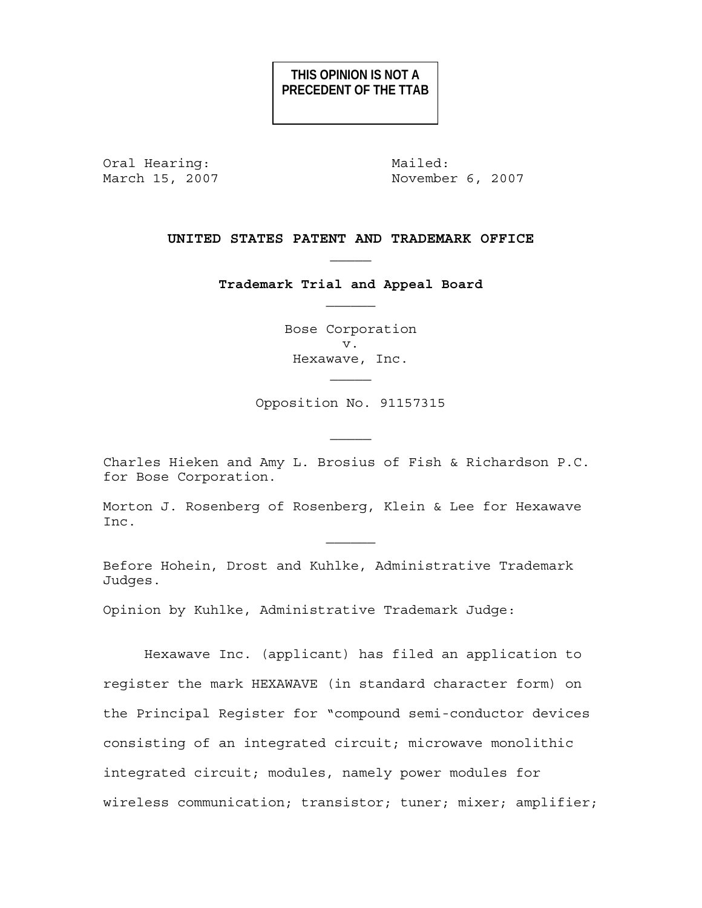**THIS OPINION IS NOT A PRECEDENT OF THE TTAB**

Oral Hearing:
March 15, 2007

Mailed:
November 6, 2007

**UNITED STATES PATENT AND TRADEMARK OFFICE**

_____

**Trademark Trial and Appeal Board**

______

Bose Corporation
v.
Hexawave, Inc.

_____

Opposition No. 91157315

_____

Charles Hieken and Amy L. Brosius of Fish & Richardson P.C. for Bose Corporation.

Morton J. Rosenberg of Rosenberg, Klein & Lee for Hexawave Inc.

______

Before Hohein, Drost and Kuhlke, Administrative Trademark Judges.

Opinion by Kuhlke, Administrative Trademark Judge:

Hexawave Inc. (applicant) has filed an application to register the mark HEXAWAVE (in standard character form) on the Principal Register for "compound semi-conductor devices consisting of an integrated circuit; microwave monolithic integrated circuit; modules, namely power modules for wireless communication; transistor; tuner; mixer; amplifier;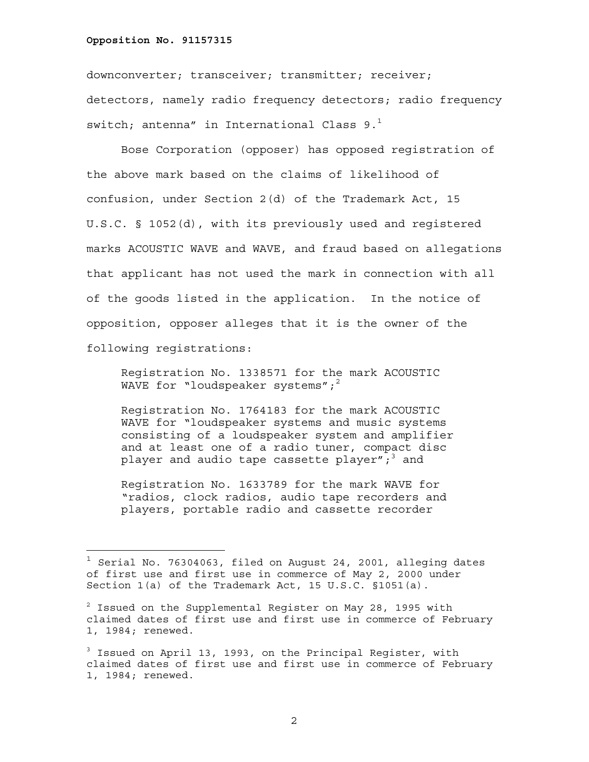downconverter; transceiver; transmitter; receiver; detectors, namely radio frequency detectors; radio frequency switch; antenna" in International Class 9.[1]

Bose Corporation (opposer) has opposed registration of the above mark based on the claims of likelihood of confusion, under Section 2(d) of the Trademark Act, 15 U.S.C. § 1052(d), with its previously used and registered marks ACOUSTIC WAVE and WAVE, and fraud based on allegations that applicant has not used the mark in connection with all of the goods listed in the application. In the notice of opposition, opposer alleges that it is the owner of the following registrations:

> Registration No. 1338571 for the mark ACOUSTIC WAVE for "loudspeaker systems";[2]
>
> Registration No. 1764183 for the mark ACOUSTIC WAVE for "loudspeaker systems and music systems consisting of a loudspeaker system and amplifier and at least one of a radio tuner, compact disc player and audio tape cassette player";[3] and
>
> Registration No. 1633789 for the mark WAVE for "radios, clock radios, audio tape recorders and players, portable radio and cassette recorder

---

[1] Serial No. 76304063, filed on August 24, 2001, alleging dates of first use and first use in commerce of May 2, 2000 under Section 1(a) of the Trademark Act, 15 U.S.C. §1051(a).

[2] Issued on the Supplemental Register on May 28, 1995 with claimed dates of first use and first use in commerce of February 1, 1984; renewed.

[3] Issued on April 13, 1993, on the Principal Register, with claimed dates of first use and first use in commerce of February 1, 1984; renewed.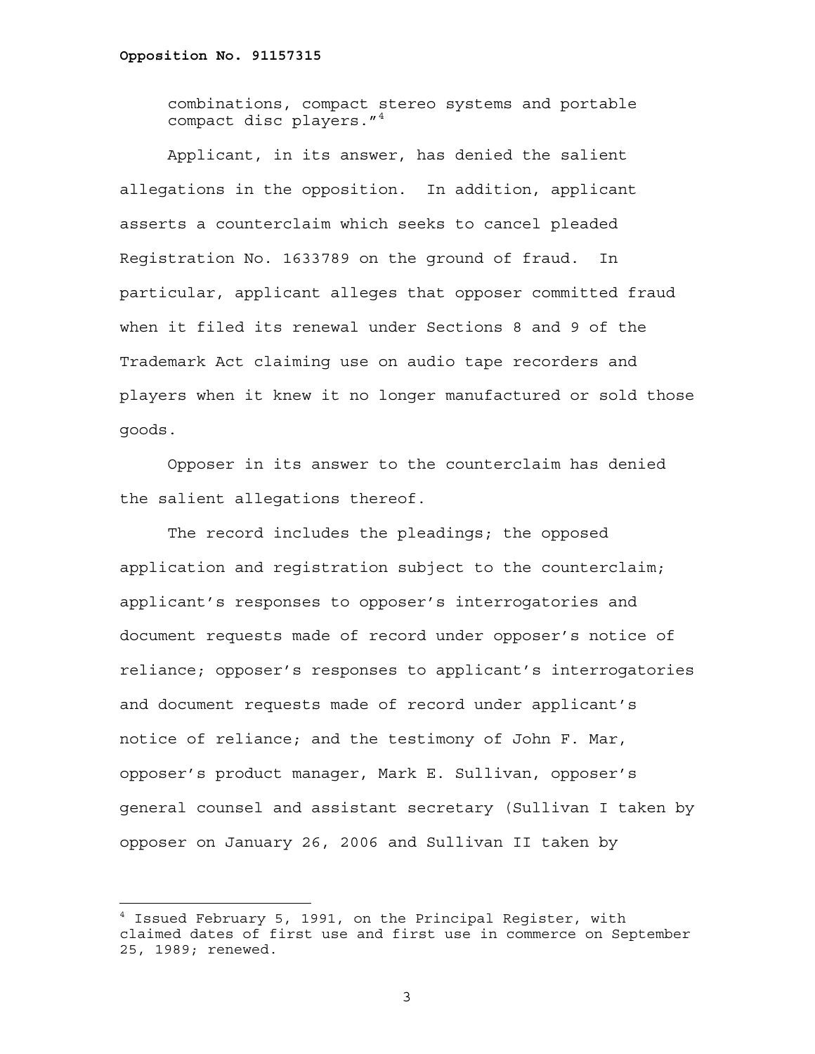combinations, compact stereo systems and portable compact disc players."[4]

Applicant, in its answer, has denied the salient allegations in the opposition. In addition, applicant asserts a counterclaim which seeks to cancel pleaded Registration No. 1633789 on the ground of fraud. In particular, applicant alleges that opposer committed fraud when it filed its renewal under Sections 8 and 9 of the Trademark Act claiming use on audio tape recorders and players when it knew it no longer manufactured or sold those goods.

Opposer in its answer to the counterclaim has denied the salient allegations thereof.

The record includes the pleadings; the opposed application and registration subject to the counterclaim; applicant's responses to opposer's interrogatories and document requests made of record under opposer's notice of reliance; opposer's responses to applicant's interrogatories and document requests made of record under applicant's notice of reliance; and the testimony of John F. Mar, opposer's product manager, Mark E. Sullivan, opposer's general counsel and assistant secretary (Sullivan I taken by opposer on January 26, 2006 and Sullivan II taken by

---

[4] Issued February 5, 1991, on the Principal Register, with claimed dates of first use and first use in commerce on September 25, 1989; renewed.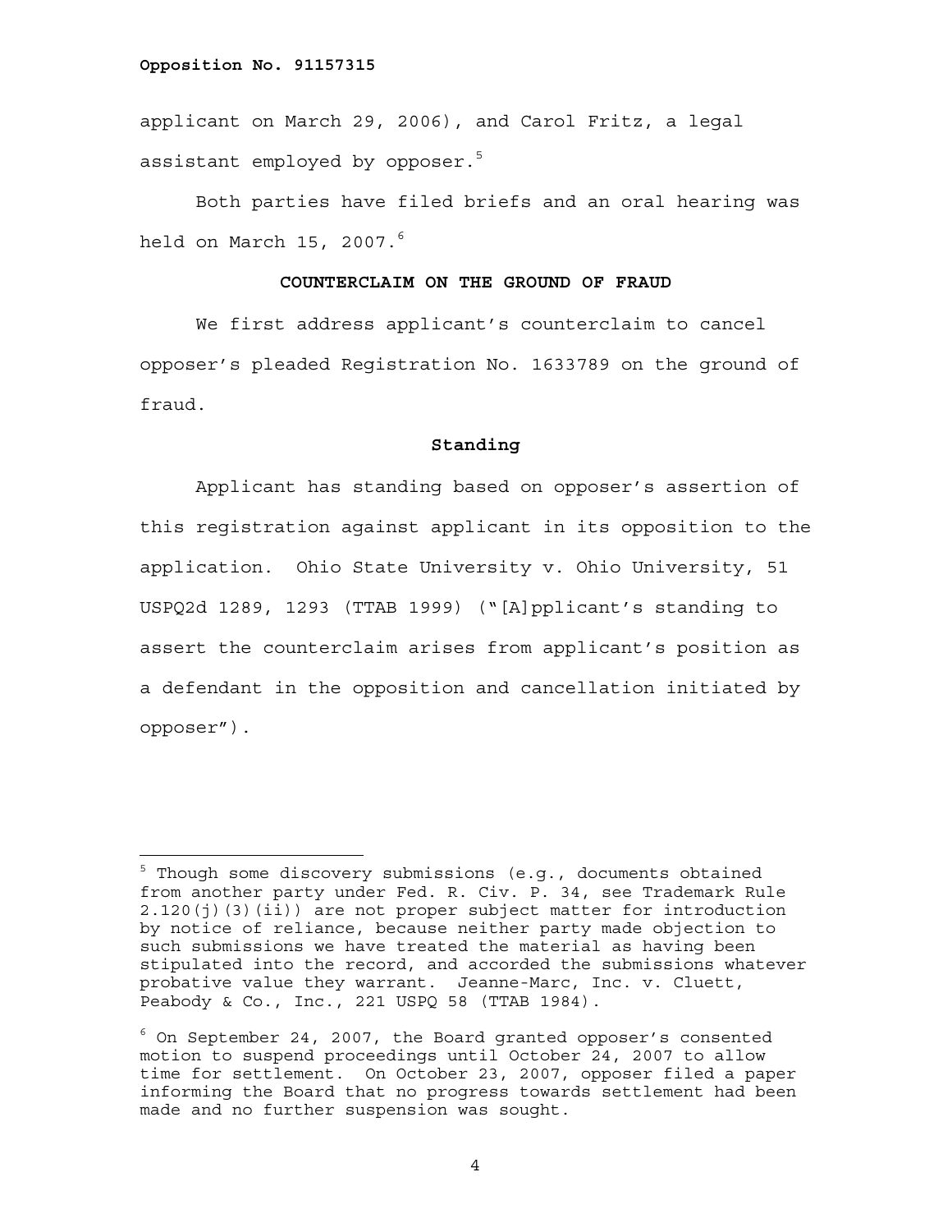applicant on March 29, 2006), and Carol Fritz, a legal assistant employed by opposer.[5]

Both parties have filed briefs and an oral hearing was held on March 15, 2007.[6]

## COUNTERCLAIM ON THE GROUND OF FRAUD

We first address applicant's counterclaim to cancel opposer's pleaded Registration No. 1633789 on the ground of fraud.

### Standing

Applicant has standing based on opposer's assertion of this registration against applicant in its opposition to the application. Ohio State University v. Ohio University, 51 USPQ2d 1289, 1293 (TTAB 1999) ("[A]pplicant's standing to assert the counterclaim arises from applicant's position as a defendant in the opposition and cancellation initiated by opposer").

---

[5] Though some discovery submissions (e.g., documents obtained from another party under Fed. R. Civ. P. 34, see Trademark Rule 2.120(j)(3)(ii)) are not proper subject matter for introduction by notice of reliance, because neither party made objection to such submissions we have treated the material as having been stipulated into the record, and accorded the submissions whatever probative value they warrant. Jeanne-Marc, Inc. v. Cluett, Peabody & Co., Inc., 221 USPQ 58 (TTAB 1984).

[6] On September 24, 2007, the Board granted opposer's consented motion to suspend proceedings until October 24, 2007 to allow time for settlement. On October 23, 2007, opposer filed a paper informing the Board that no progress towards settlement had been made and no further suspension was sought.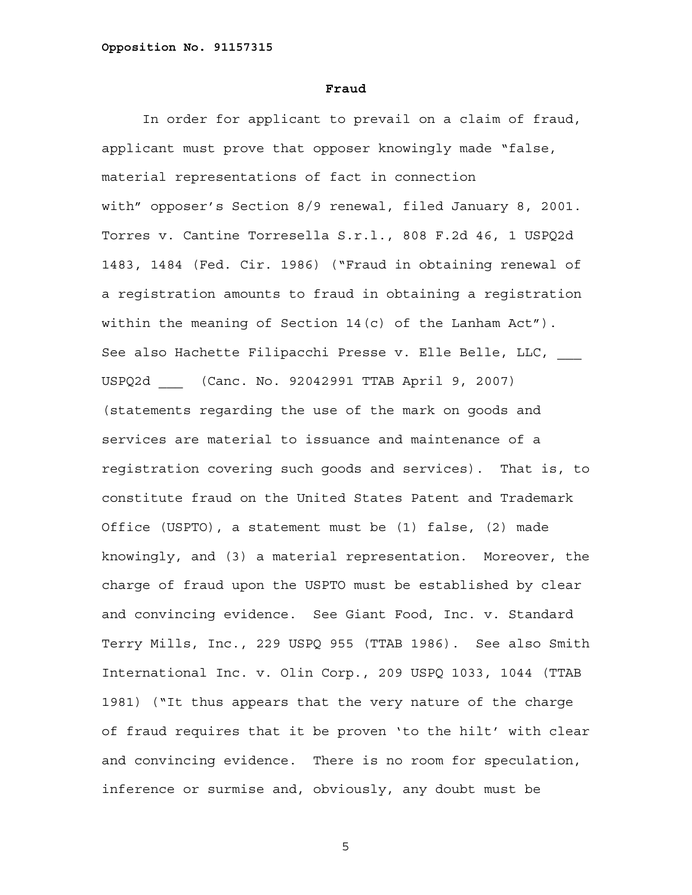**Fraud**

In order for applicant to prevail on a claim of fraud, applicant must prove that opposer knowingly made "false, material representations of fact in connection with" opposer's Section 8/9 renewal, filed January 8, 2001. Torres v. Cantine Torresella S.r.l., 808 F.2d 46, 1 USPQ2d 1483, 1484 (Fed. Cir. 1986) ("Fraud in obtaining renewal of a registration amounts to fraud in obtaining a registration within the meaning of Section 14(c) of the Lanham Act"). See also Hachette Filipacchi Presse v. Elle Belle, LLC, ___ USPQ2d ___ (Canc. No. 92042991 TTAB April 9, 2007) (statements regarding the use of the mark on goods and services are material to issuance and maintenance of a registration covering such goods and services). That is, to constitute fraud on the United States Patent and Trademark Office (USPTO), a statement must be (1) false, (2) made knowingly, and (3) a material representation. Moreover, the charge of fraud upon the USPTO must be established by clear and convincing evidence. See Giant Food, Inc. v. Standard Terry Mills, Inc., 229 USPQ 955 (TTAB 1986). See also Smith International Inc. v. Olin Corp., 209 USPQ 1033, 1044 (TTAB 1981) ("It thus appears that the very nature of the charge of fraud requires that it be proven 'to the hilt' with clear and convincing evidence. There is no room for speculation, inference or surmise and, obviously, any doubt must be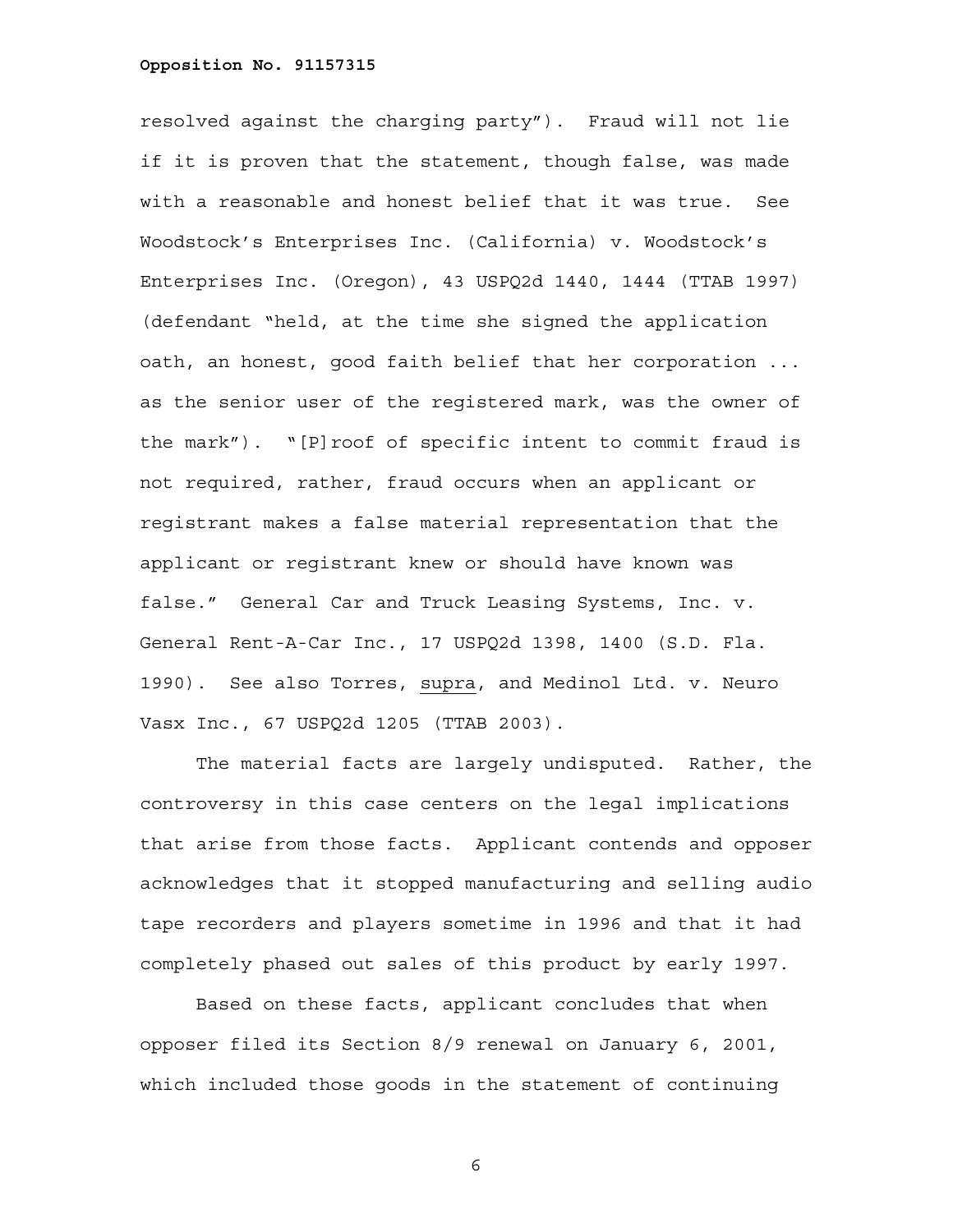resolved against the charging party"). Fraud will not lie if it is proven that the statement, though false, was made with a reasonable and honest belief that it was true. See Woodstock's Enterprises Inc. (California) v. Woodstock's Enterprises Inc. (Oregon), 43 USPQ2d 1440, 1444 (TTAB 1997) (defendant "held, at the time she signed the application oath, an honest, good faith belief that her corporation ... as the senior user of the registered mark, was the owner of the mark"). "[P]roof of specific intent to commit fraud is not required, rather, fraud occurs when an applicant or registrant makes a false material representation that the applicant or registrant knew or should have known was false." General Car and Truck Leasing Systems, Inc. v. General Rent-A-Car Inc., 17 USPQ2d 1398, 1400 (S.D. Fla. 1990). See also Torres, <u>supra</u>, and Medinol Ltd. v. Neuro Vasx Inc., 67 USPQ2d 1205 (TTAB 2003).

The material facts are largely undisputed. Rather, the controversy in this case centers on the legal implications that arise from those facts. Applicant contends and opposer acknowledges that it stopped manufacturing and selling audio tape recorders and players sometime in 1996 and that it had completely phased out sales of this product by early 1997.

Based on these facts, applicant concludes that when opposer filed its Section 8/9 renewal on January 6, 2001, which included those goods in the statement of continuing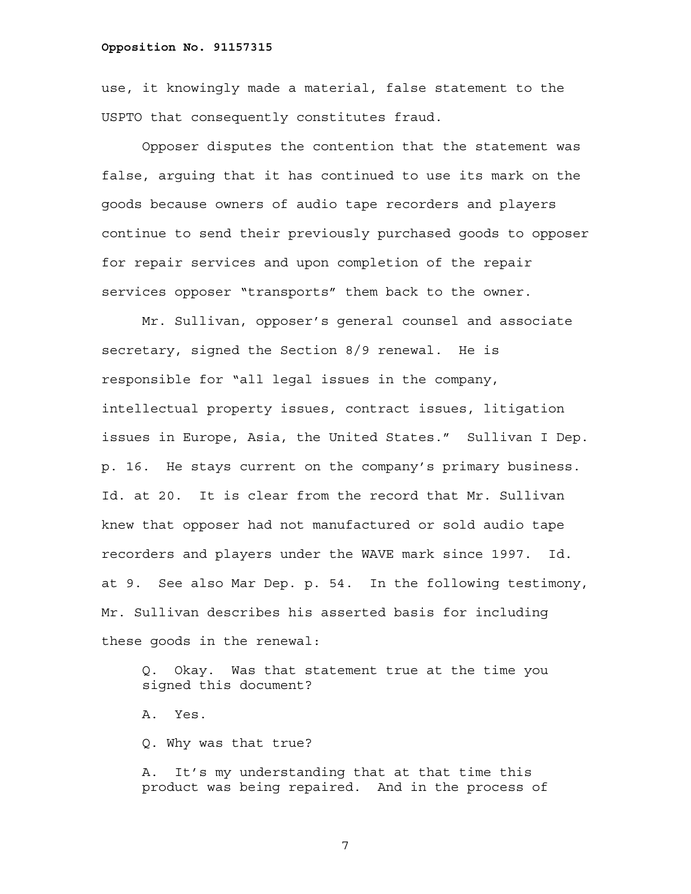use, it knowingly made a material, false statement to the USPTO that consequently constitutes fraud.

Opposer disputes the contention that the statement was false, arguing that it has continued to use its mark on the goods because owners of audio tape recorders and players continue to send their previously purchased goods to opposer for repair services and upon completion of the repair services opposer "transports" them back to the owner.

Mr. Sullivan, opposer's general counsel and associate secretary, signed the Section 8/9 renewal. He is responsible for "all legal issues in the company, intellectual property issues, contract issues, litigation issues in Europe, Asia, the United States." Sullivan I Dep. p. 16. He stays current on the company's primary business. Id. at 20. It is clear from the record that Mr. Sullivan knew that opposer had not manufactured or sold audio tape recorders and players under the WAVE mark since 1997. Id. at 9. See also Mar Dep. p. 54. In the following testimony, Mr. Sullivan describes his asserted basis for including these goods in the renewal:

> Q. Okay. Was that statement true at the time you signed this document?
>
> A. Yes.
>
> Q. Why was that true?
>
> A. It's my understanding that at that time this product was being repaired. And in the process of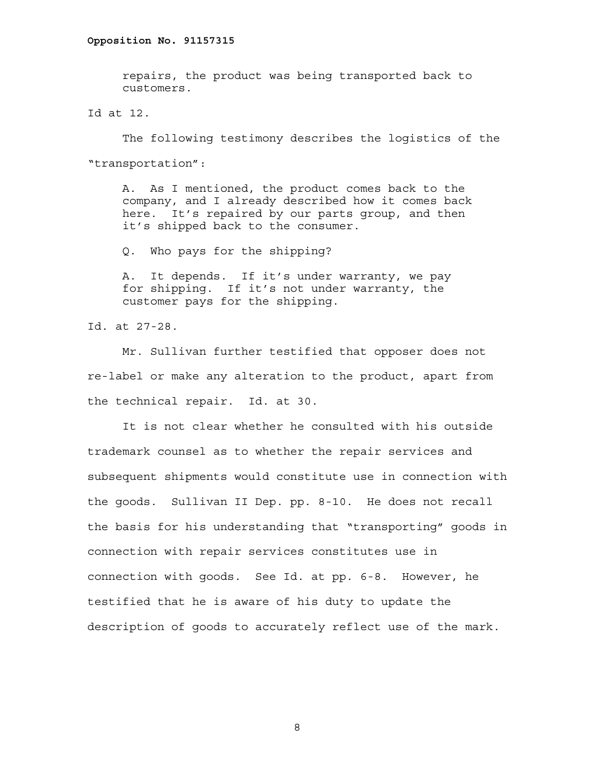> repairs, the product was being transported back to customers.

Id at 12.

The following testimony describes the logistics of the "transportation":

> A. As I mentioned, the product comes back to the company, and I already described how it comes back here. It's repaired by our parts group, and then it's shipped back to the consumer.
>
> Q. Who pays for the shipping?
>
> A. It depends. If it's under warranty, we pay for shipping. If it's not under warranty, the customer pays for the shipping.

Id. at 27-28.

Mr. Sullivan further testified that opposer does not re-label or make any alteration to the product, apart from the technical repair. Id. at 30.

It is not clear whether he consulted with his outside trademark counsel as to whether the repair services and subsequent shipments would constitute use in connection with the goods. Sullivan II Dep. pp. 8-10. He does not recall the basis for his understanding that "transporting" goods in connection with repair services constitutes use in connection with goods. See Id. at pp. 6-8. However, he testified that he is aware of his duty to update the description of goods to accurately reflect use of the mark.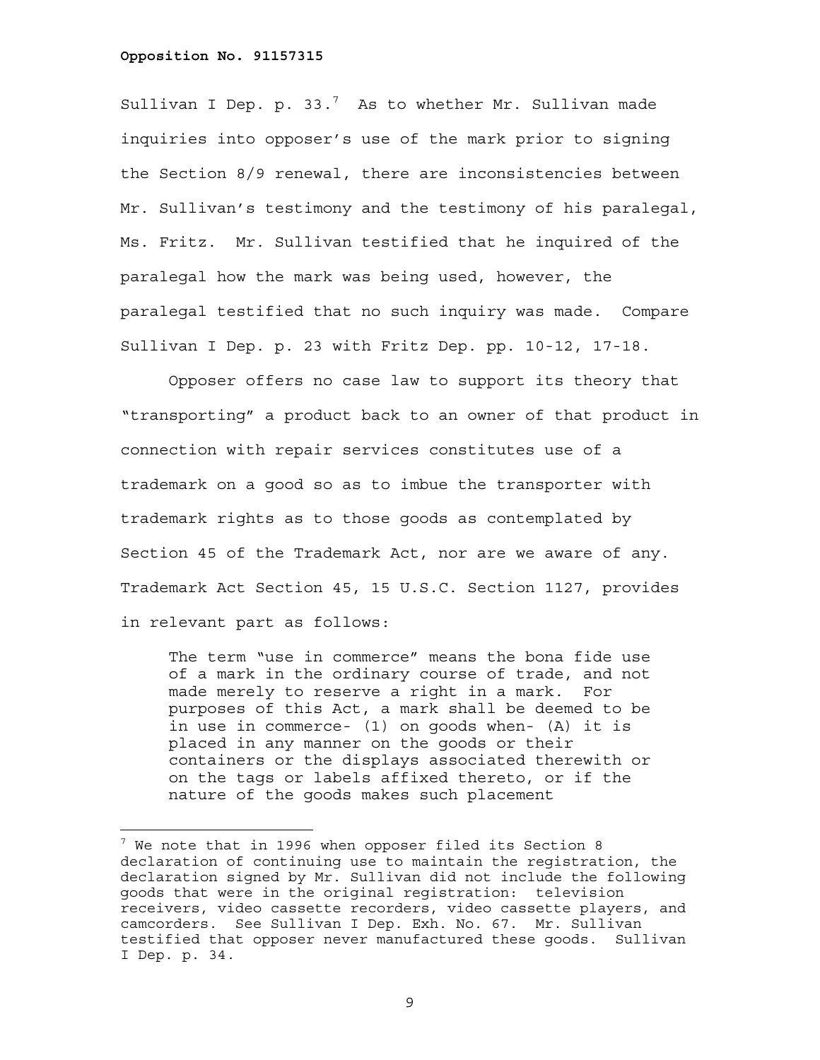Sullivan I Dep. p. 33.[7] As to whether Mr. Sullivan made inquiries into opposer's use of the mark prior to signing the Section 8/9 renewal, there are inconsistencies between Mr. Sullivan's testimony and the testimony of his paralegal, Ms. Fritz. Mr. Sullivan testified that he inquired of the paralegal how the mark was being used, however, the paralegal testified that no such inquiry was made. Compare Sullivan I Dep. p. 23 with Fritz Dep. pp. 10-12, 17-18.

Opposer offers no case law to support its theory that "transporting" a product back to an owner of that product in connection with repair services constitutes use of a trademark on a good so as to imbue the transporter with trademark rights as to those goods as contemplated by Section 45 of the Trademark Act, nor are we aware of any. Trademark Act Section 45, 15 U.S.C. Section 1127, provides in relevant part as follows:

> The term "use in commerce" means the bona fide use of a mark in the ordinary course of trade, and not made merely to reserve a right in a mark. For purposes of this Act, a mark shall be deemed to be in use in commerce- (1) on goods when- (A) it is placed in any manner on the goods or their containers or the displays associated therewith or on the tags or labels affixed thereto, or if the nature of the goods makes such placement

---

[7] We note that in 1996 when opposer filed its Section 8 declaration of continuing use to maintain the registration, the declaration signed by Mr. Sullivan did not include the following goods that were in the original registration: television receivers, video cassette recorders, video cassette players, and camcorders. See Sullivan I Dep. Exh. No. 67. Mr. Sullivan testified that opposer never manufactured these goods. Sullivan I Dep. p. 34.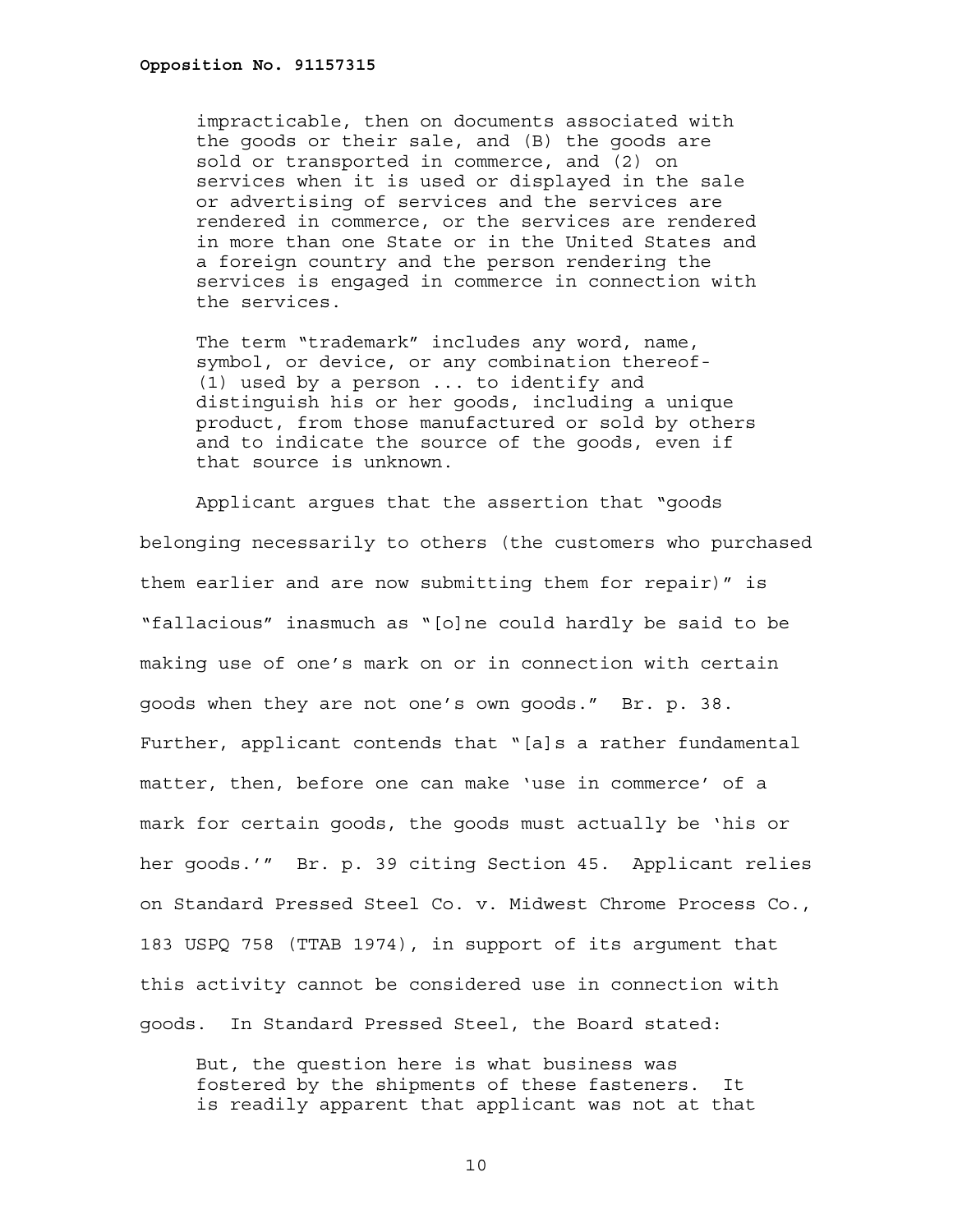> impracticable, then on documents associated with the goods or their sale, and (B) the goods are sold or transported in commerce, and (2) on services when it is used or displayed in the sale or advertising of services and the services are rendered in commerce, or the services are rendered in more than one State or in the United States and a foreign country and the person rendering the services is engaged in commerce in connection with the services.
>
> The term "trademark" includes any word, name, symbol, or device, or any combination thereof- (1) used by a person ... to identify and distinguish his or her goods, including a unique product, from those manufactured or sold by others and to indicate the source of the goods, even if that source is unknown.

Applicant argues that the assertion that "goods belonging necessarily to others (the customers who purchased them earlier and are now submitting them for repair)" is "fallacious" inasmuch as "[o]ne could hardly be said to be making use of one's mark on or in connection with certain goods when they are not one's own goods." Br. p. 38. Further, applicant contends that "[a]s a rather fundamental matter, then, before one can make 'use in commerce' of a mark for certain goods, the goods must actually be 'his or her goods.'" Br. p. 39 citing Section 45. Applicant relies on Standard Pressed Steel Co. v. Midwest Chrome Process Co., 183 USPQ 758 (TTAB 1974), in support of its argument that this activity cannot be considered use in connection with goods. In Standard Pressed Steel, the Board stated:

> But, the question here is what business was fostered by the shipments of these fasteners. It is readily apparent that applicant was not at that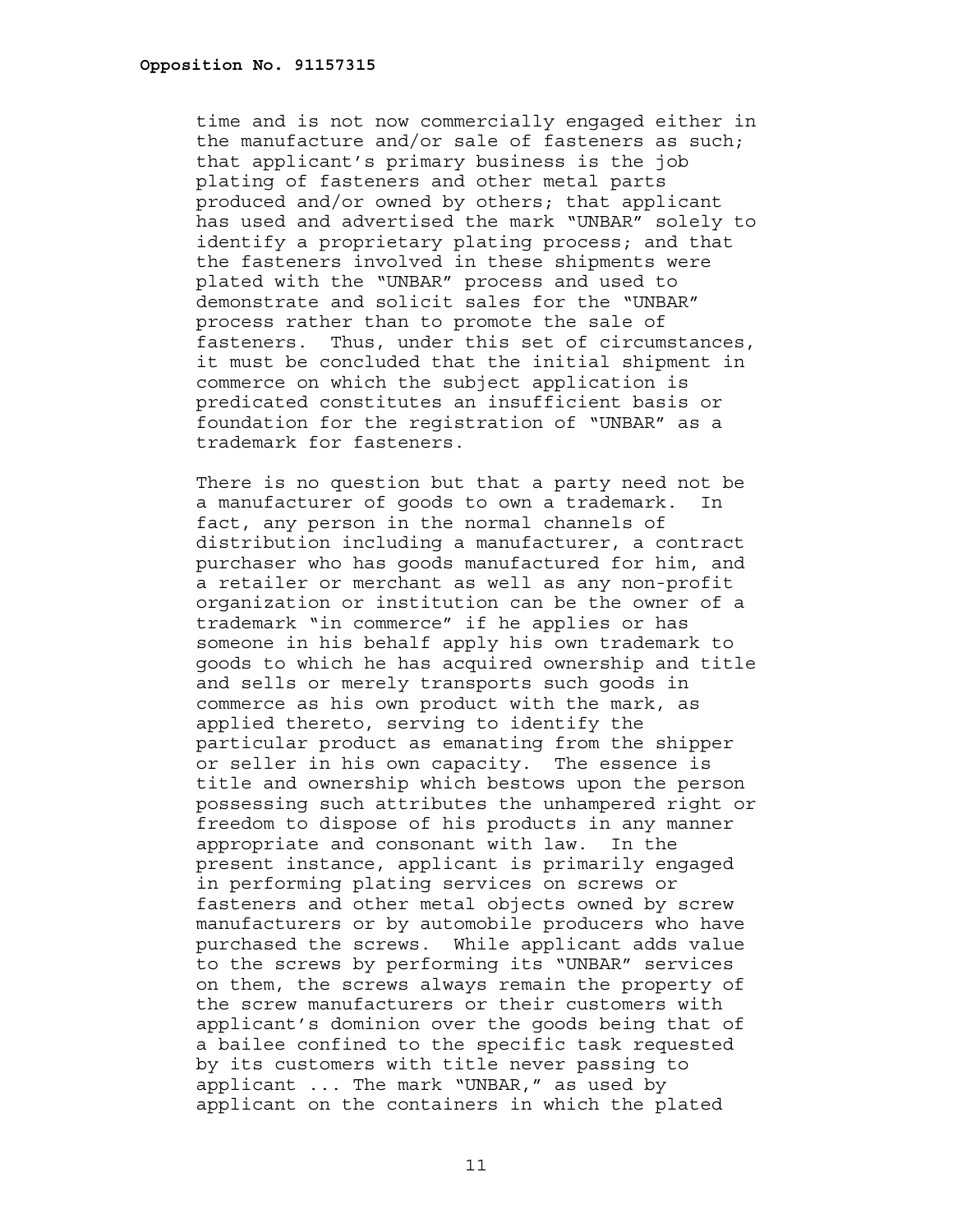time and is not now commercially engaged either in the manufacture and/or sale of fasteners as such; that applicant's primary business is the job plating of fasteners and other metal parts produced and/or owned by others; that applicant has used and advertised the mark "UNBAR" solely to identify a proprietary plating process; and that the fasteners involved in these shipments were plated with the "UNBAR" process and used to demonstrate and solicit sales for the "UNBAR" process rather than to promote the sale of fasteners. Thus, under this set of circumstances, it must be concluded that the initial shipment in commerce on which the subject application is predicated constitutes an insufficient basis or foundation for the registration of "UNBAR" as a trademark for fasteners.

There is no question but that a party need not be a manufacturer of goods to own a trademark. In fact, any person in the normal channels of distribution including a manufacturer, a contract purchaser who has goods manufactured for him, and a retailer or merchant as well as any non-profit organization or institution can be the owner of a trademark "in commerce" if he applies or has someone in his behalf apply his own trademark to goods to which he has acquired ownership and title and sells or merely transports such goods in commerce as his own product with the mark, as applied thereto, serving to identify the particular product as emanating from the shipper or seller in his own capacity. The essence is title and ownership which bestows upon the person possessing such attributes the unhampered right or freedom to dispose of his products in any manner appropriate and consonant with law. In the present instance, applicant is primarily engaged in performing plating services on screws or fasteners and other metal objects owned by screw manufacturers or by automobile producers who have purchased the screws. While applicant adds value to the screws by performing its "UNBAR" services on them, the screws always remain the property of the screw manufacturers or their customers with applicant's dominion over the goods being that of a bailee confined to the specific task requested by its customers with title never passing to applicant ... The mark "UNBAR," as used by applicant on the containers in which the plated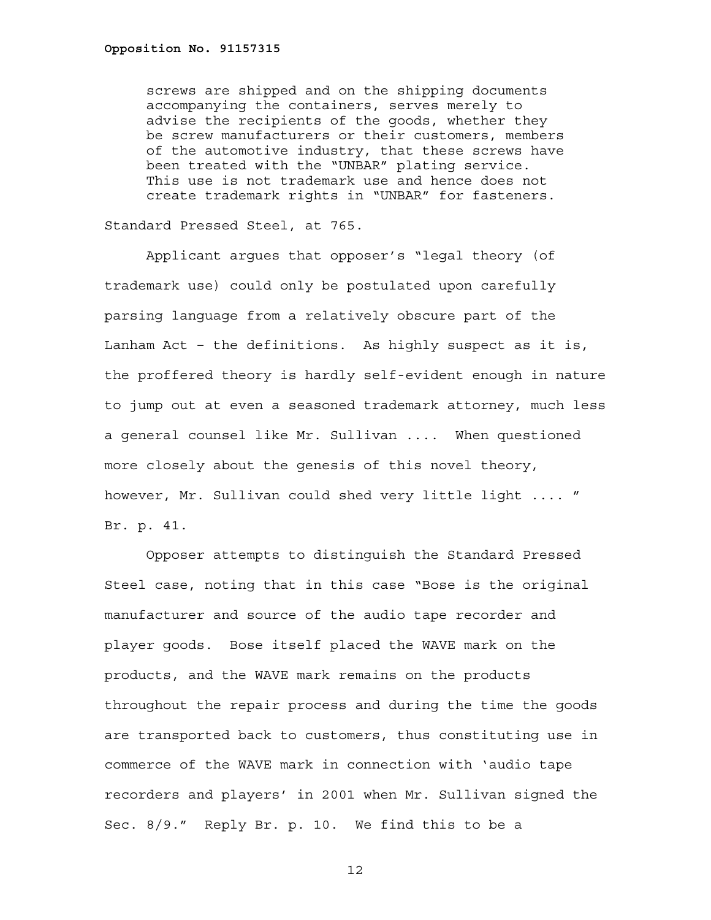> screws are shipped and on the shipping documents accompanying the containers, serves merely to advise the recipients of the goods, whether they be screw manufacturers or their customers, members of the automotive industry, that these screws have been treated with the "UNBAR" plating service. This use is not trademark use and hence does not create trademark rights in "UNBAR" for fasteners.

Standard Pressed Steel, at 765.

Applicant argues that opposer's "legal theory (of trademark use) could only be postulated upon carefully parsing language from a relatively obscure part of the Lanham Act – the definitions. As highly suspect as it is, the proffered theory is hardly self-evident enough in nature to jump out at even a seasoned trademark attorney, much less a general counsel like Mr. Sullivan .... When questioned more closely about the genesis of this novel theory, however, Mr. Sullivan could shed very little light .... " Br. p. 41.

Opposer attempts to distinguish the Standard Pressed Steel case, noting that in this case "Bose is the original manufacturer and source of the audio tape recorder and player goods. Bose itself placed the WAVE mark on the products, and the WAVE mark remains on the products throughout the repair process and during the time the goods are transported back to customers, thus constituting use in commerce of the WAVE mark in connection with 'audio tape recorders and players' in 2001 when Mr. Sullivan signed the Sec. 8/9." Reply Br. p. 10. We find this to be a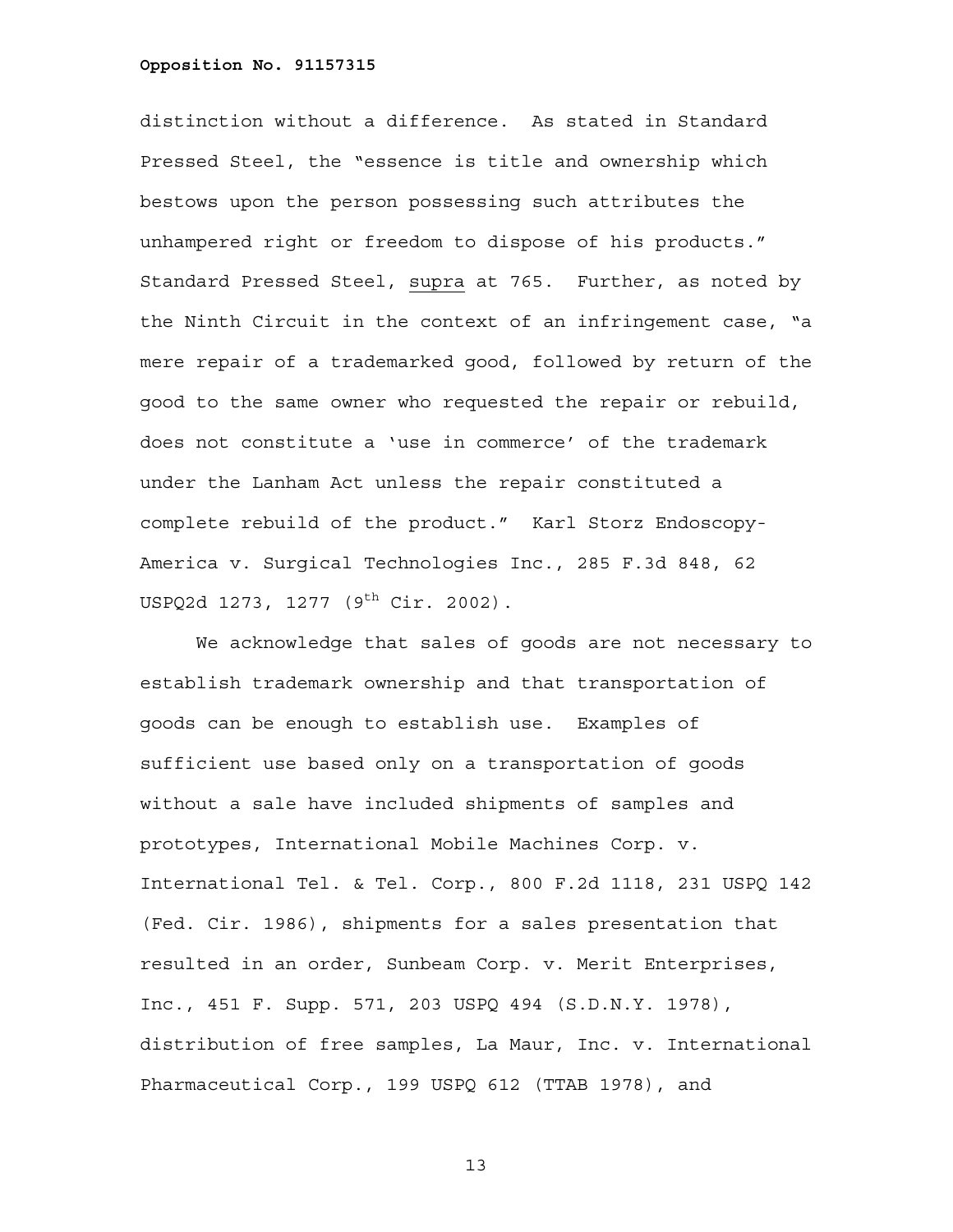distinction without a difference. As stated in Standard Pressed Steel, the "essence is title and ownership which bestows upon the person possessing such attributes the unhampered right or freedom to dispose of his products." Standard Pressed Steel, supra at 765. Further, as noted by the Ninth Circuit in the context of an infringement case, "a mere repair of a trademarked good, followed by return of the good to the same owner who requested the repair or rebuild, does not constitute a 'use in commerce' of the trademark under the Lanham Act unless the repair constituted a complete rebuild of the product." Karl Storz Endoscopy-America v. Surgical Technologies Inc., 285 F.3d 848, 62 USPQ2d 1273, 1277 (9th Cir. 2002).

We acknowledge that sales of goods are not necessary to establish trademark ownership and that transportation of goods can be enough to establish use. Examples of sufficient use based only on a transportation of goods without a sale have included shipments of samples and prototypes, International Mobile Machines Corp. v. International Tel. & Tel. Corp., 800 F.2d 1118, 231 USPQ 142 (Fed. Cir. 1986), shipments for a sales presentation that resulted in an order, Sunbeam Corp. v. Merit Enterprises, Inc., 451 F. Supp. 571, 203 USPQ 494 (S.D.N.Y. 1978), distribution of free samples, La Maur, Inc. v. International Pharmaceutical Corp., 199 USPQ 612 (TTAB 1978), and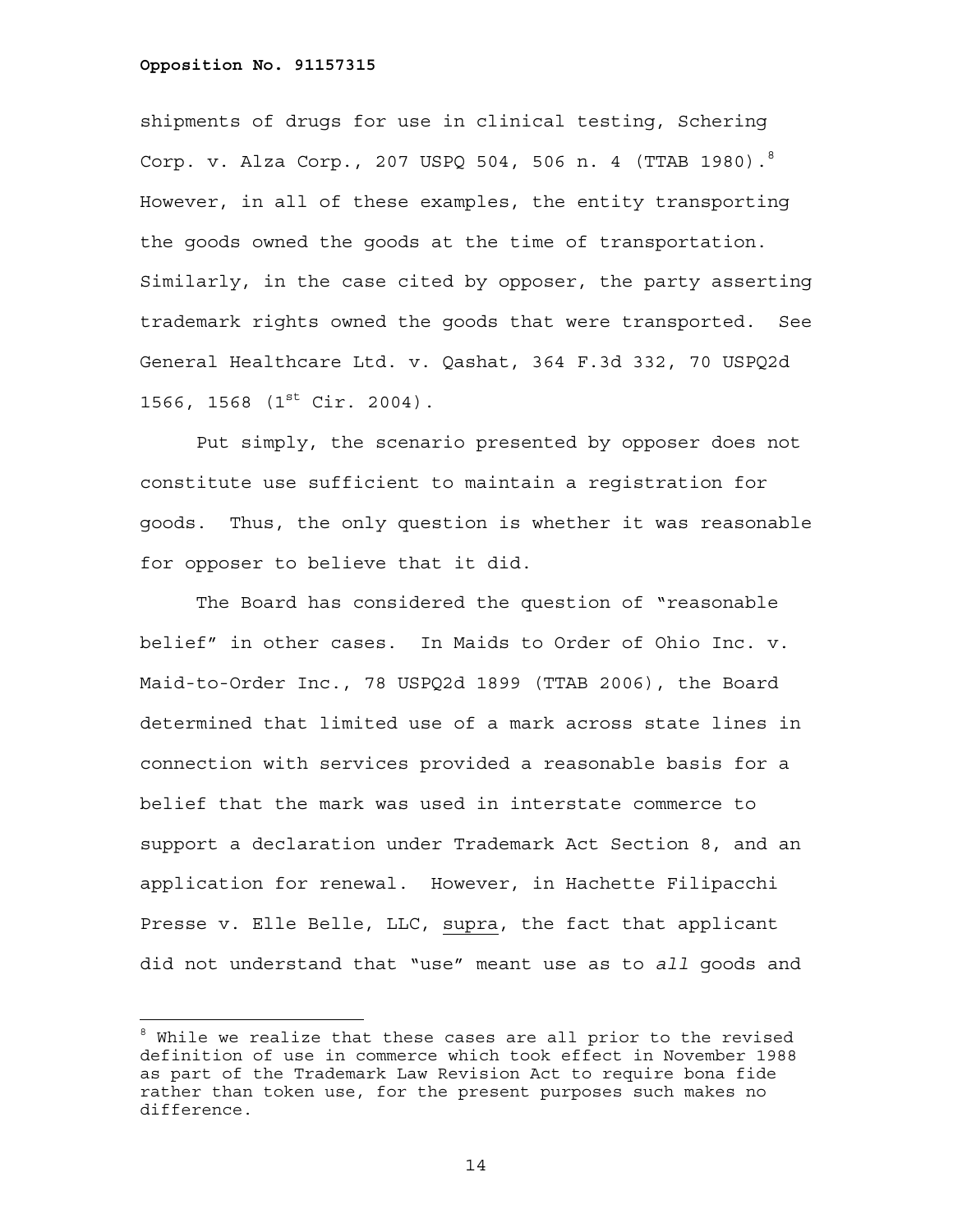shipments of drugs for use in clinical testing, Schering Corp. v. Alza Corp., 207 USPQ 504, 506 n. 4 (TTAB 1980).[8] However, in all of these examples, the entity transporting the goods owned the goods at the time of transportation. Similarly, in the case cited by opposer, the party asserting trademark rights owned the goods that were transported. See General Healthcare Ltd. v. Qashat, 364 F.3d 332, 70 USPQ2d 1566, 1568 (1st Cir. 2004).

Put simply, the scenario presented by opposer does not constitute use sufficient to maintain a registration for goods. Thus, the only question is whether it was reasonable for opposer to believe that it did.

The Board has considered the question of "reasonable belief" in other cases. In Maids to Order of Ohio Inc. v. Maid-to-Order Inc., 78 USPQ2d 1899 (TTAB 2006), the Board determined that limited use of a mark across state lines in connection with services provided a reasonable basis for a belief that the mark was used in interstate commerce to support a declaration under Trademark Act Section 8, and an application for renewal. However, in Hachette Filipacchi Presse v. Elle Belle, LLC, supra, the fact that applicant did not understand that "use" meant use as to *all* goods and

---

[8] While we realize that these cases are all prior to the revised definition of use in commerce which took effect in November 1988 as part of the Trademark Law Revision Act to require bona fide rather than token use, for the present purposes such makes no difference.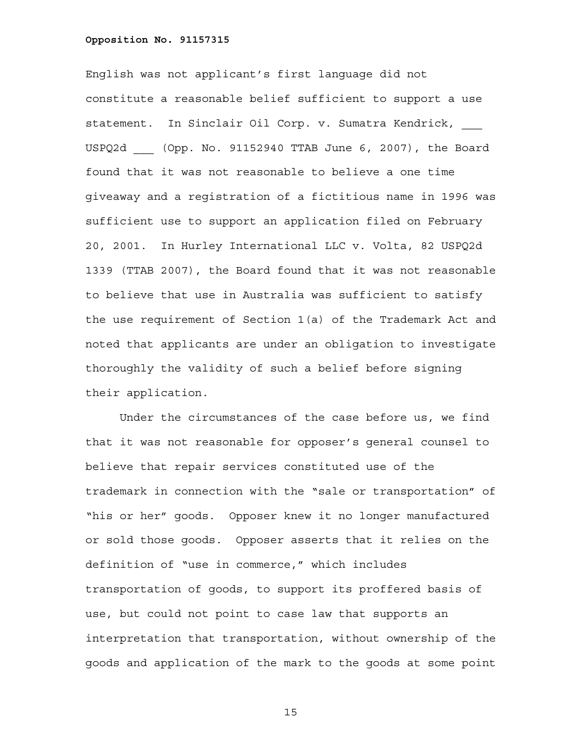English was not applicant's first language did not constitute a reasonable belief sufficient to support a use statement. In Sinclair Oil Corp. v. Sumatra Kendrick, ___ USPQ2d ___ (Opp. No. 91152940 TTAB June 6, 2007), the Board found that it was not reasonable to believe a one time giveaway and a registration of a fictitious name in 1996 was sufficient use to support an application filed on February 20, 2001. In Hurley International LLC v. Volta, 82 USPQ2d 1339 (TTAB 2007), the Board found that it was not reasonable to believe that use in Australia was sufficient to satisfy the use requirement of Section 1(a) of the Trademark Act and noted that applicants are under an obligation to investigate thoroughly the validity of such a belief before signing their application.

Under the circumstances of the case before us, we find that it was not reasonable for opposer's general counsel to believe that repair services constituted use of the trademark in connection with the "sale or transportation" of "his or her" goods. Opposer knew it no longer manufactured or sold those goods. Opposer asserts that it relies on the definition of "use in commerce," which includes transportation of goods, to support its proffered basis of use, but could not point to case law that supports an interpretation that transportation, without ownership of the goods and application of the mark to the goods at some point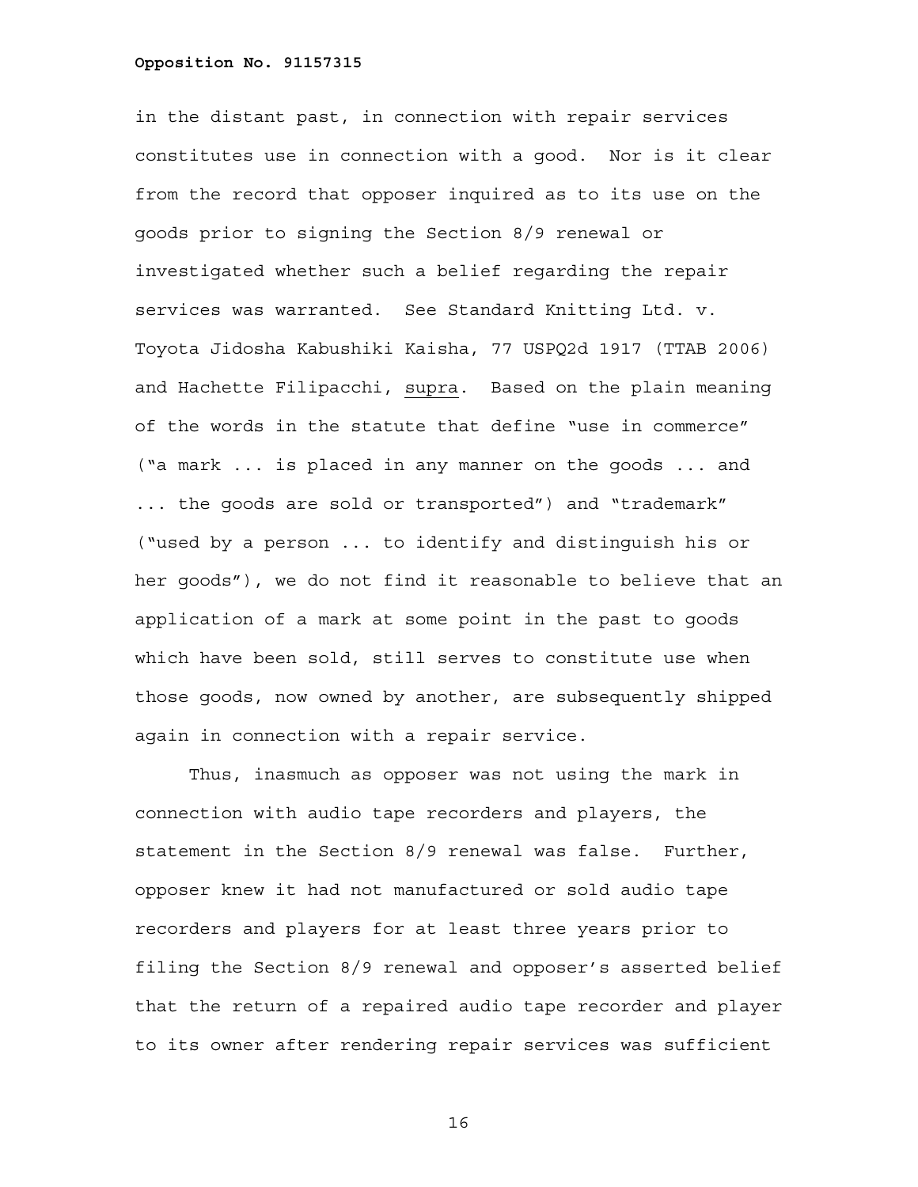in the distant past, in connection with repair services constitutes use in connection with a good. Nor is it clear from the record that opposer inquired as to its use on the goods prior to signing the Section 8/9 renewal or investigated whether such a belief regarding the repair services was warranted. See Standard Knitting Ltd. v. Toyota Jidosha Kabushiki Kaisha, 77 USPQ2d 1917 (TTAB 2006) and Hachette Filipacchi, <u>supra</u>. Based on the plain meaning of the words in the statute that define "use in commerce" ("a mark ... is placed in any manner on the goods ... and ... the goods are sold or transported") and "trademark" ("used by a person ... to identify and distinguish his or her goods"), we do not find it reasonable to believe that an application of a mark at some point in the past to goods which have been sold, still serves to constitute use when those goods, now owned by another, are subsequently shipped again in connection with a repair service.

Thus, inasmuch as opposer was not using the mark in connection with audio tape recorders and players, the statement in the Section 8/9 renewal was false. Further, opposer knew it had not manufactured or sold audio tape recorders and players for at least three years prior to filing the Section 8/9 renewal and opposer's asserted belief that the return of a repaired audio tape recorder and player to its owner after rendering repair services was sufficient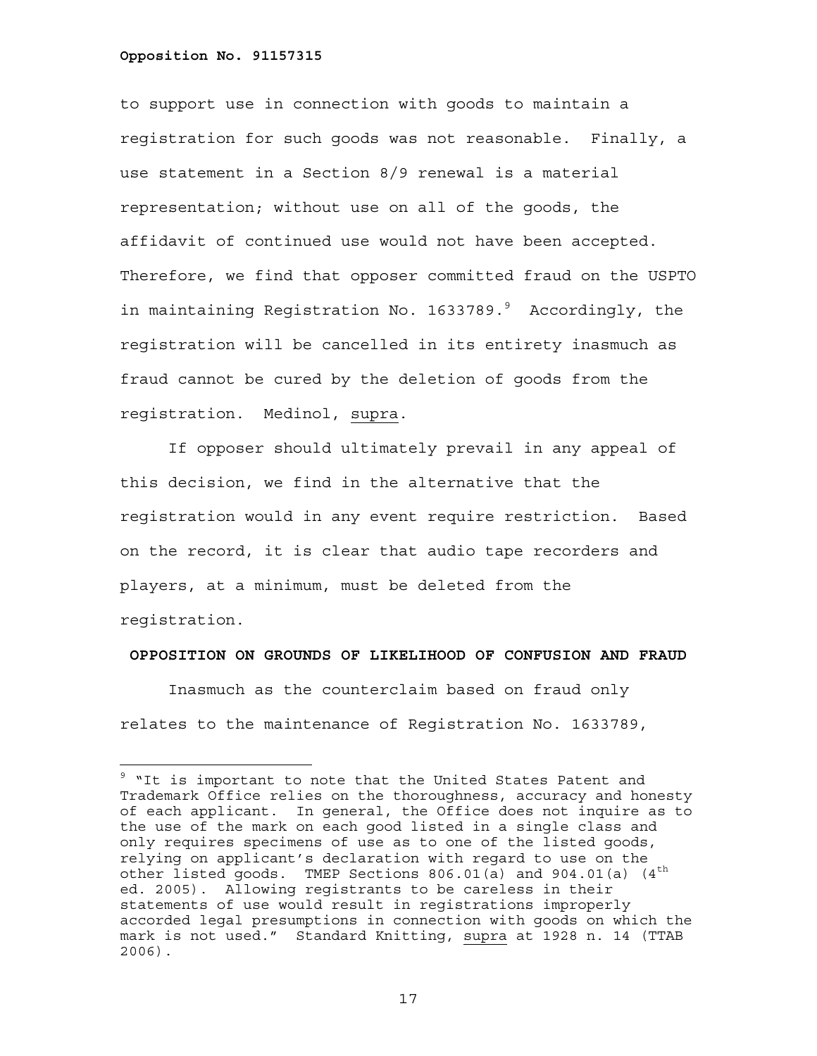to support use in connection with goods to maintain a registration for such goods was not reasonable. Finally, a use statement in a Section 8/9 renewal is a material representation; without use on all of the goods, the affidavit of continued use would not have been accepted. Therefore, we find that opposer committed fraud on the USPTO in maintaining Registration No. 1633789.[9] Accordingly, the registration will be cancelled in its entirety inasmuch as fraud cannot be cured by the deletion of goods from the registration. Medinol, supra.

If opposer should ultimately prevail in any appeal of this decision, we find in the alternative that the registration would in any event require restriction. Based on the record, it is clear that audio tape recorders and players, at a minimum, must be deleted from the registration.

**OPPOSITION ON GROUNDS OF LIKELIHOOD OF CONFUSION AND FRAUD**

Inasmuch as the counterclaim based on fraud only relates to the maintenance of Registration No. 1633789,

---

[9] "It is important to note that the United States Patent and Trademark Office relies on the thoroughness, accuracy and honesty of each applicant. In general, the Office does not inquire as to the use of the mark on each good listed in a single class and only requires specimens of use as to one of the listed goods, relying on applicant's declaration with regard to use on the other listed goods. TMEP Sections 806.01(a) and 904.01(a) (4th ed. 2005). Allowing registrants to be careless in their statements of use would result in registrations improperly accorded legal presumptions in connection with goods on which the mark is not used." Standard Knitting, supra at 1928 n. 14 (TTAB 2006).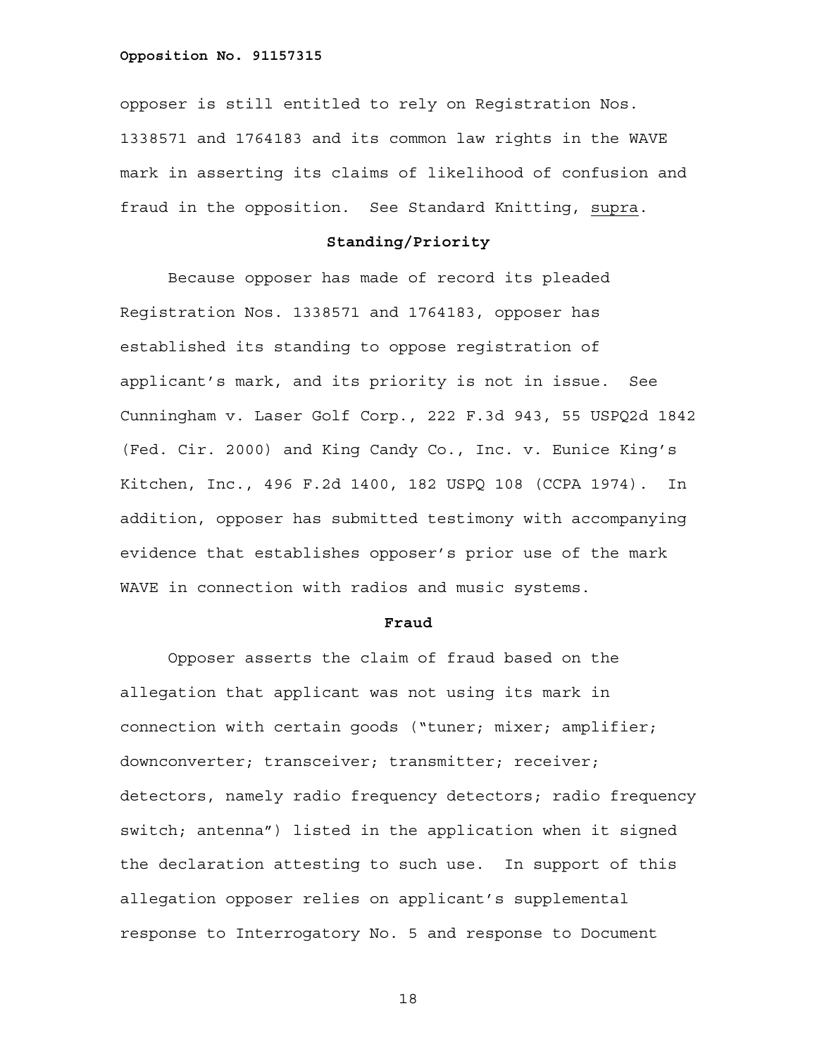opposer is still entitled to rely on Registration Nos. 1338571 and 1764183 and its common law rights in the WAVE mark in asserting its claims of likelihood of confusion and fraud in the opposition. See Standard Knitting, supra.

**Standing/Priority**

Because opposer has made of record its pleaded Registration Nos. 1338571 and 1764183, opposer has established its standing to oppose registration of applicant's mark, and its priority is not in issue. See Cunningham v. Laser Golf Corp., 222 F.3d 943, 55 USPQ2d 1842 (Fed. Cir. 2000) and King Candy Co., Inc. v. Eunice King's Kitchen, Inc., 496 F.2d 1400, 182 USPQ 108 (CCPA 1974). In addition, opposer has submitted testimony with accompanying evidence that establishes opposer's prior use of the mark WAVE in connection with radios and music systems.

**Fraud**

Opposer asserts the claim of fraud based on the allegation that applicant was not using its mark in connection with certain goods ("tuner; mixer; amplifier; downconverter; transceiver; transmitter; receiver; detectors, namely radio frequency detectors; radio frequency switch; antenna") listed in the application when it signed the declaration attesting to such use. In support of this allegation opposer relies on applicant's supplemental response to Interrogatory No. 5 and response to Document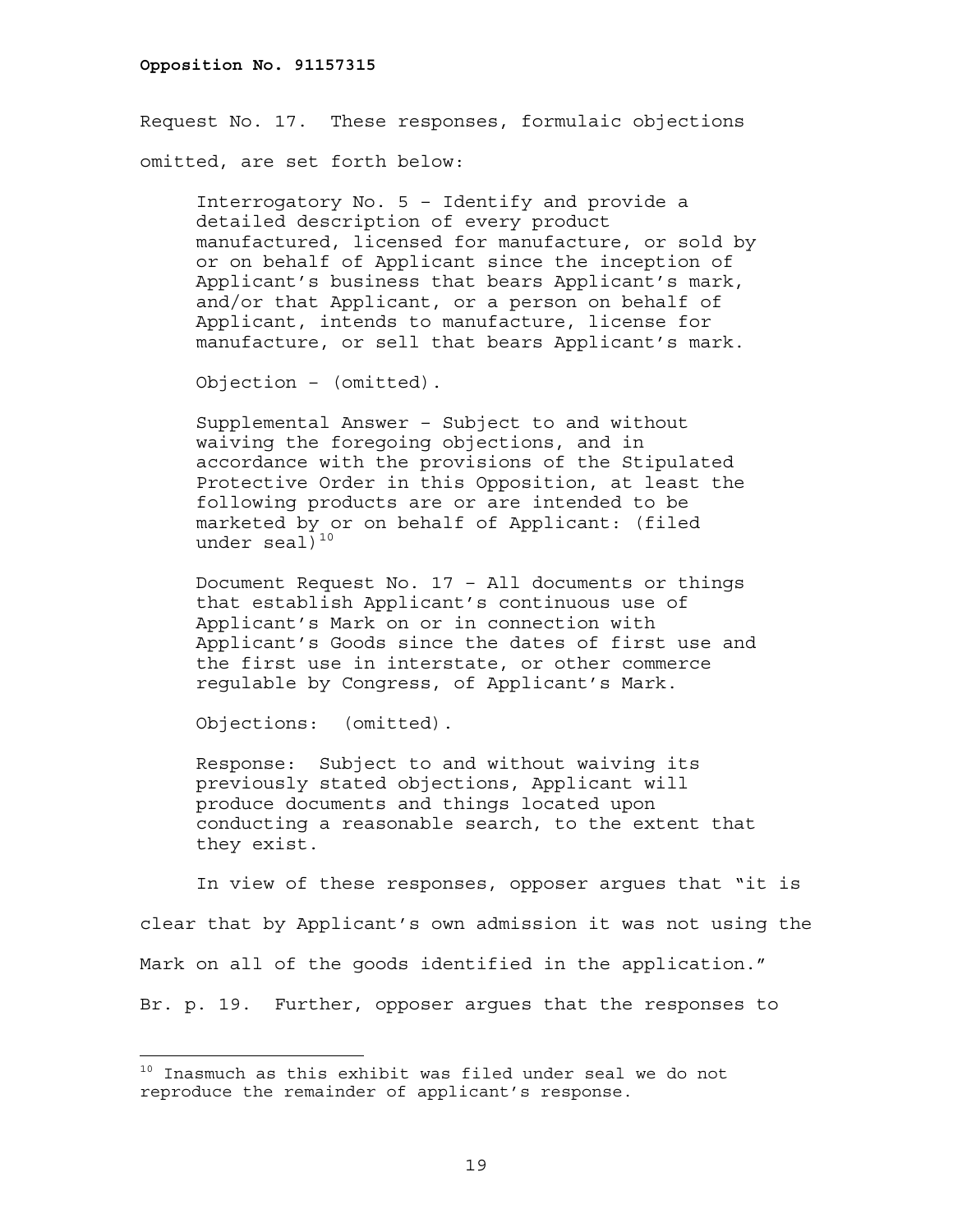Request No. 17. These responses, formulaic objections omitted, are set forth below:

> Interrogatory No. 5 – Identify and provide a detailed description of every product manufactured, licensed for manufacture, or sold by or on behalf of Applicant since the inception of Applicant's business that bears Applicant's mark, and/or that Applicant, or a person on behalf of Applicant, intends to manufacture, license for manufacture, or sell that bears Applicant's mark.
>
> Objection – (omitted).
>
> Supplemental Answer – Subject to and without waiving the foregoing objections, and in accordance with the provisions of the Stipulated Protective Order in this Opposition, at least the following products are or are intended to be marketed by or on behalf of Applicant: (filed under seal)[10]
>
> Document Request No. 17 – All documents or things that establish Applicant's continuous use of Applicant's Mark on or in connection with Applicant's Goods since the dates of first use and the first use in interstate, or other commerce regulable by Congress, of Applicant's Mark.
>
> Objections: (omitted).
>
> Response: Subject to and without waiving its previously stated objections, Applicant will produce documents and things located upon conducting a reasonable search, to the extent that they exist.

In view of these responses, opposer argues that "it is clear that by Applicant's own admission it was not using the Mark on all of the goods identified in the application." Br. p. 19. Further, opposer argues that the responses to

---

[10] Inasmuch as this exhibit was filed under seal we do not reproduce the remainder of applicant's response.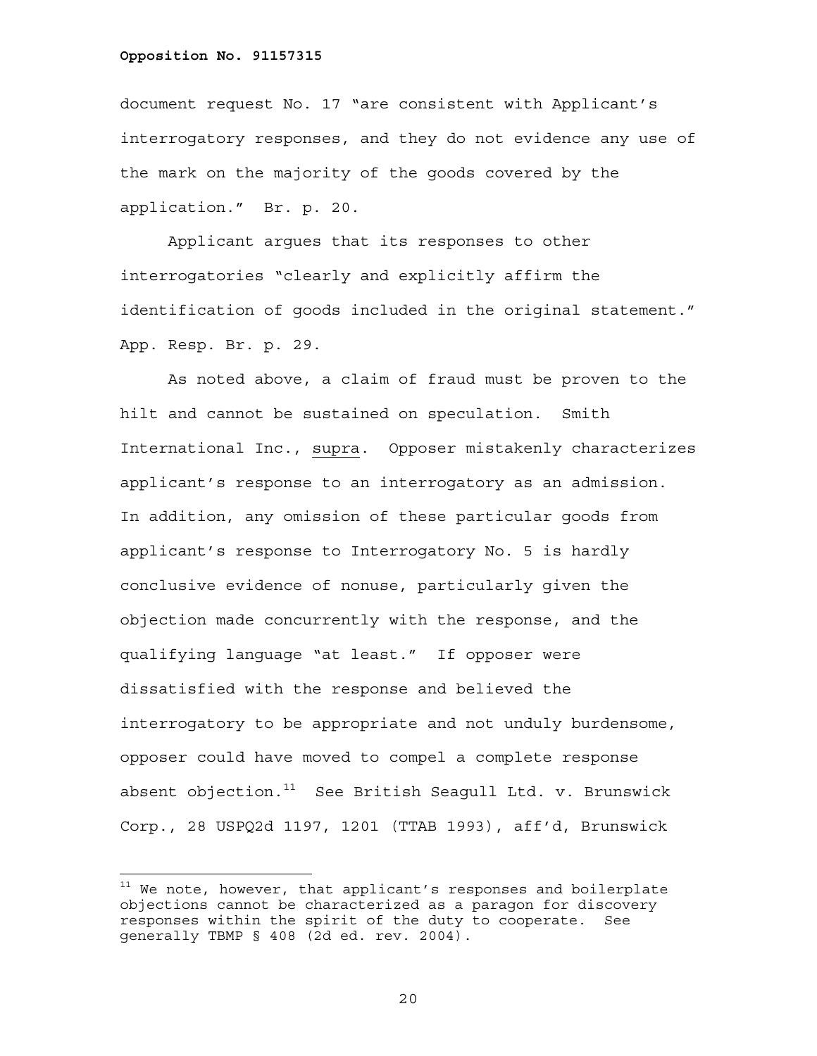document request No. 17 "are consistent with Applicant's interrogatory responses, and they do not evidence any use of the mark on the majority of the goods covered by the application." Br. p. 20.

Applicant argues that its responses to other interrogatories "clearly and explicitly affirm the identification of goods included in the original statement." App. Resp. Br. p. 29.

As noted above, a claim of fraud must be proven to the hilt and cannot be sustained on speculation. Smith International Inc., <u>supra</u>. Opposer mistakenly characterizes applicant's response to an interrogatory as an admission. In addition, any omission of these particular goods from applicant's response to Interrogatory No. 5 is hardly conclusive evidence of nonuse, particularly given the objection made concurrently with the response, and the qualifying language "at least." If opposer were dissatisfied with the response and believed the interrogatory to be appropriate and not unduly burdensome, opposer could have moved to compel a complete response absent objection.[11] See British Seagull Ltd. v. Brunswick Corp., 28 USPQ2d 1197, 1201 (TTAB 1993), aff'd, Brunswick

---

[11] We note, however, that applicant's responses and boilerplate objections cannot be characterized as a paragon for discovery responses within the spirit of the duty to cooperate. See generally TBMP § 408 (2d ed. rev. 2004).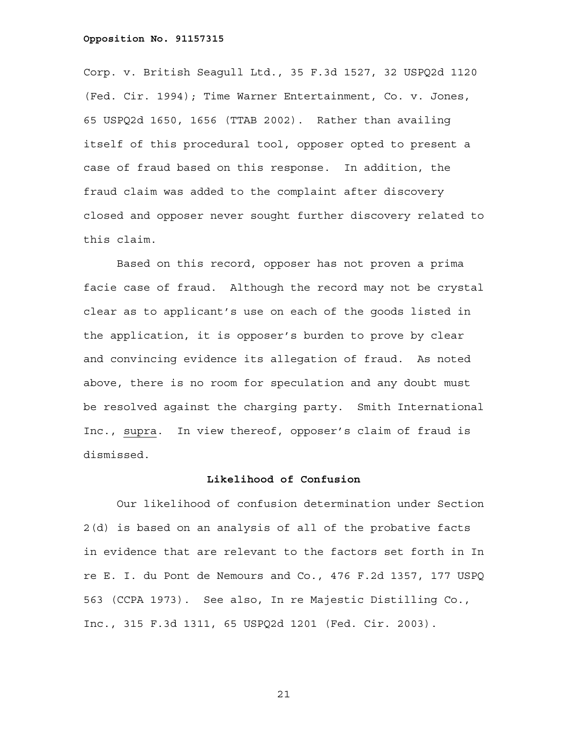Corp. v. British Seagull Ltd., 35 F.3d 1527, 32 USPQ2d 1120 (Fed. Cir. 1994); Time Warner Entertainment, Co. v. Jones, 65 USPQ2d 1650, 1656 (TTAB 2002). Rather than availing itself of this procedural tool, opposer opted to present a case of fraud based on this response. In addition, the fraud claim was added to the complaint after discovery closed and opposer never sought further discovery related to this claim.

Based on this record, opposer has not proven a prima facie case of fraud. Although the record may not be crystal clear as to applicant's use on each of the goods listed in the application, it is opposer's burden to prove by clear and convincing evidence its allegation of fraud. As noted above, there is no room for speculation and any doubt must be resolved against the charging party. Smith International Inc., supra. In view thereof, opposer's claim of fraud is dismissed.

## Likelihood of Confusion

Our likelihood of confusion determination under Section 2(d) is based on an analysis of all of the probative facts in evidence that are relevant to the factors set forth in In re E. I. du Pont de Nemours and Co., 476 F.2d 1357, 177 USPQ 563 (CCPA 1973). See also, In re Majestic Distilling Co., Inc., 315 F.3d 1311, 65 USPQ2d 1201 (Fed. Cir. 2003).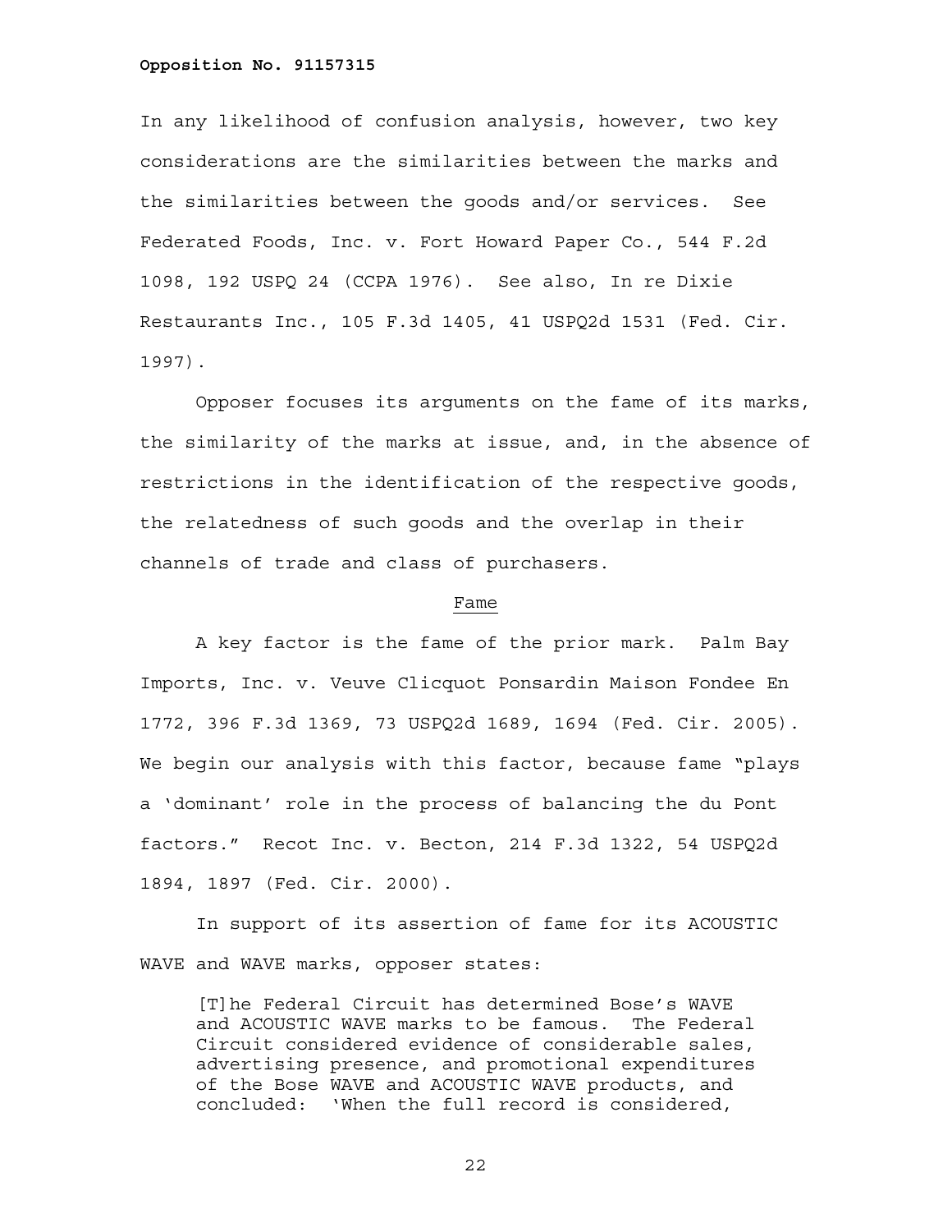In any likelihood of confusion analysis, however, two key considerations are the similarities between the marks and the similarities between the goods and/or services. See Federated Foods, Inc. v. Fort Howard Paper Co., 544 F.2d 1098, 192 USPQ 24 (CCPA 1976). See also, In re Dixie Restaurants Inc., 105 F.3d 1405, 41 USPQ2d 1531 (Fed. Cir. 1997).

Opposer focuses its arguments on the fame of its marks, the similarity of the marks at issue, and, in the absence of restrictions in the identification of the respective goods, the relatedness of such goods and the overlap in their channels of trade and class of purchasers.

Fame

A key factor is the fame of the prior mark. Palm Bay Imports, Inc. v. Veuve Clicquot Ponsardin Maison Fondee En 1772, 396 F.3d 1369, 73 USPQ2d 1689, 1694 (Fed. Cir. 2005). We begin our analysis with this factor, because fame "plays a 'dominant' role in the process of balancing the du Pont factors." Recot Inc. v. Becton, 214 F.3d 1322, 54 USPQ2d 1894, 1897 (Fed. Cir. 2000).

In support of its assertion of fame for its ACOUSTIC WAVE and WAVE marks, opposer states:

> [T]he Federal Circuit has determined Bose's WAVE and ACOUSTIC WAVE marks to be famous. The Federal Circuit considered evidence of considerable sales, advertising presence, and promotional expenditures of the Bose WAVE and ACOUSTIC WAVE products, and concluded: 'When the full record is considered,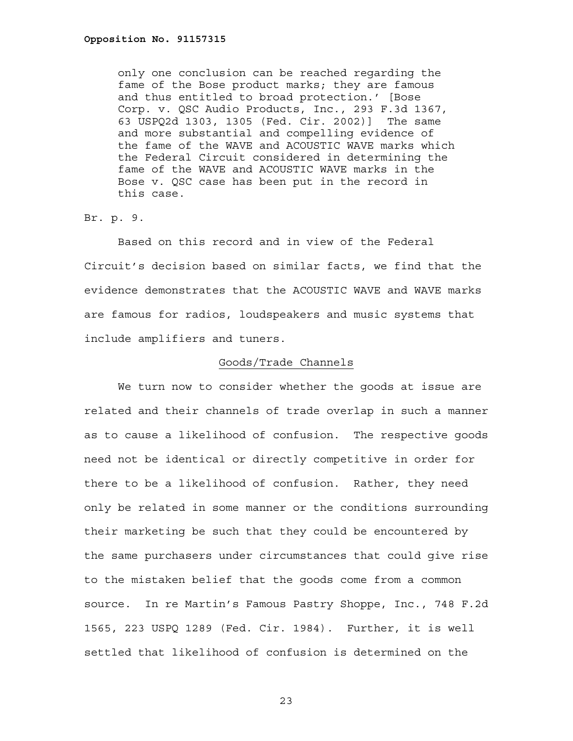> only one conclusion can be reached regarding the fame of the Bose product marks; they are famous and thus entitled to broad protection.' [Bose Corp. v. QSC Audio Products, Inc., 293 F.3d 1367, 63 USPQ2d 1303, 1305 (Fed. Cir. 2002)] The same and more substantial and compelling evidence of the fame of the WAVE and ACOUSTIC WAVE marks which the Federal Circuit considered in determining the fame of the WAVE and ACOUSTIC WAVE marks in the Bose v. QSC case has been put in the record in this case.

Br. p. 9.

Based on this record and in view of the Federal Circuit's decision based on similar facts, we find that the evidence demonstrates that the ACOUSTIC WAVE and WAVE marks are famous for radios, loudspeakers and music systems that include amplifiers and tuners.

## Goods/Trade Channels

We turn now to consider whether the goods at issue are related and their channels of trade overlap in such a manner as to cause a likelihood of confusion. The respective goods need not be identical or directly competitive in order for there to be a likelihood of confusion. Rather, they need only be related in some manner or the conditions surrounding their marketing be such that they could be encountered by the same purchasers under circumstances that could give rise to the mistaken belief that the goods come from a common source. In re Martin's Famous Pastry Shoppe, Inc., 748 F.2d 1565, 223 USPQ 1289 (Fed. Cir. 1984). Further, it is well settled that likelihood of confusion is determined on the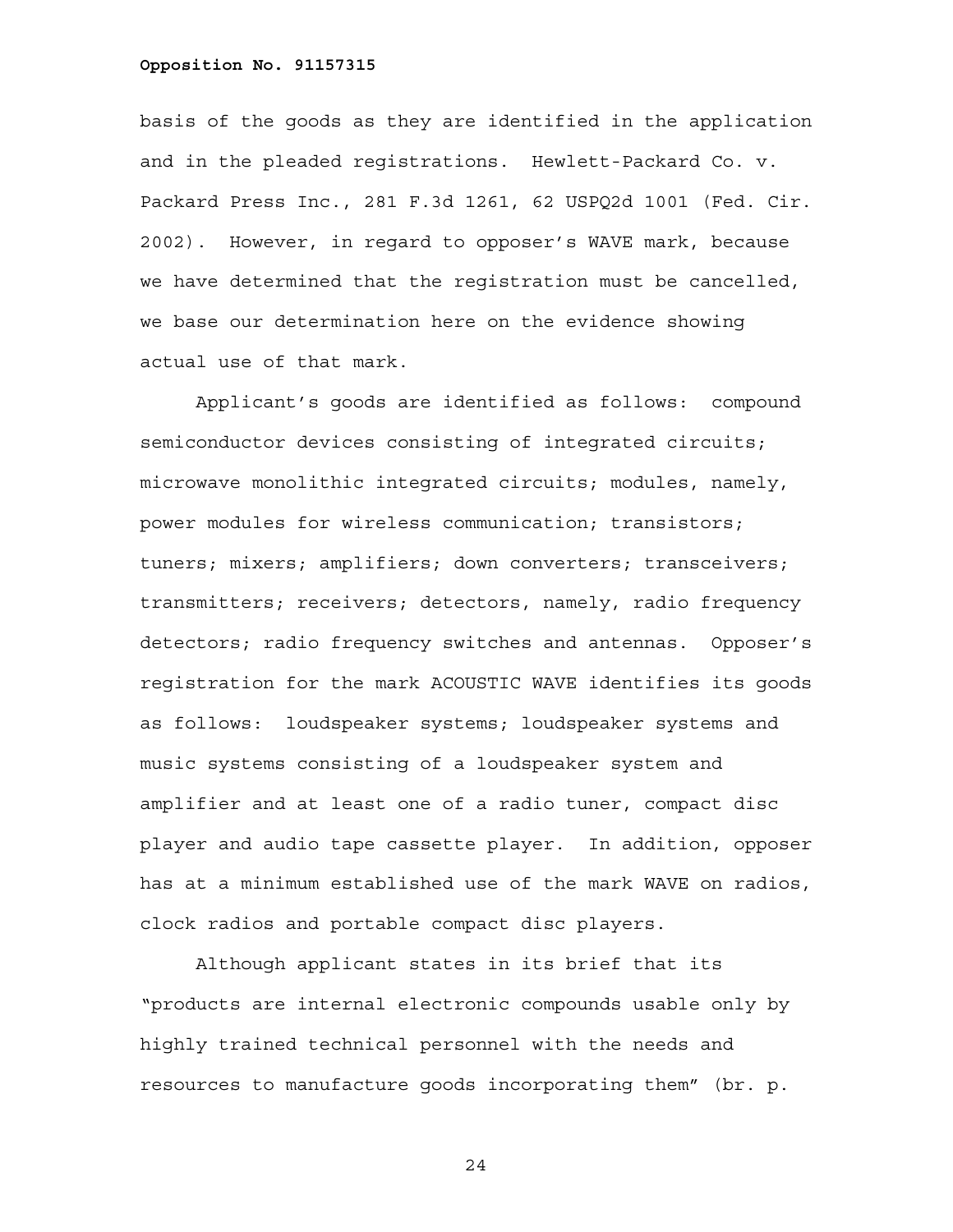basis of the goods as they are identified in the application and in the pleaded registrations. Hewlett-Packard Co. v. Packard Press Inc., 281 F.3d 1261, 62 USPQ2d 1001 (Fed. Cir. 2002). However, in regard to opposer's WAVE mark, because we have determined that the registration must be cancelled, we base our determination here on the evidence showing actual use of that mark.

Applicant's goods are identified as follows: compound semiconductor devices consisting of integrated circuits; microwave monolithic integrated circuits; modules, namely, power modules for wireless communication; transistors; tuners; mixers; amplifiers; down converters; transceivers; transmitters; receivers; detectors, namely, radio frequency detectors; radio frequency switches and antennas. Opposer's registration for the mark ACOUSTIC WAVE identifies its goods as follows: loudspeaker systems; loudspeaker systems and music systems consisting of a loudspeaker system and amplifier and at least one of a radio tuner, compact disc player and audio tape cassette player. In addition, opposer has at a minimum established use of the mark WAVE on radios, clock radios and portable compact disc players.

Although applicant states in its brief that its "products are internal electronic compounds usable only by highly trained technical personnel with the needs and resources to manufacture goods incorporating them" (br. p.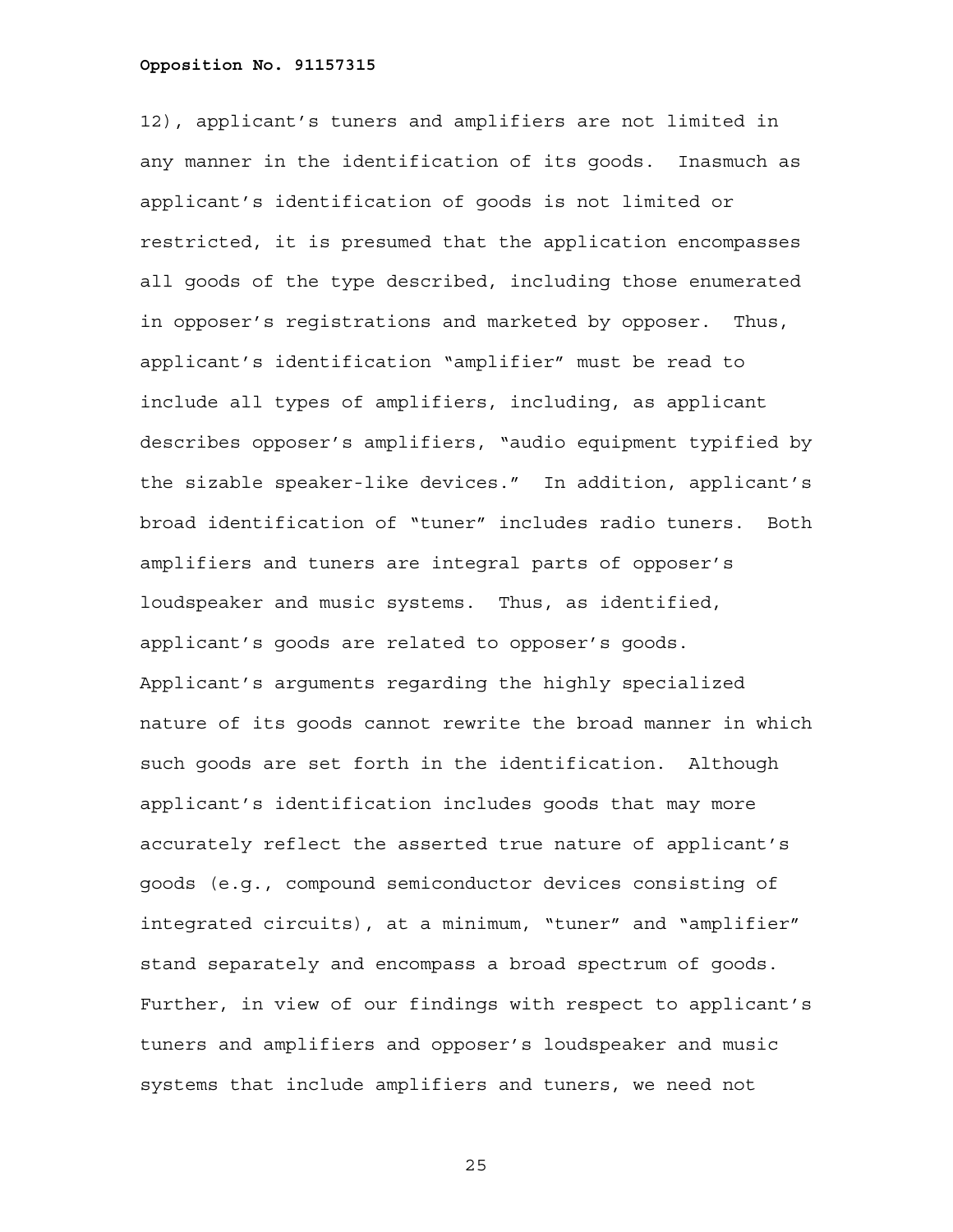12), applicant's tuners and amplifiers are not limited in any manner in the identification of its goods. Inasmuch as applicant's identification of goods is not limited or restricted, it is presumed that the application encompasses all goods of the type described, including those enumerated in opposer's registrations and marketed by opposer. Thus, applicant's identification "amplifier" must be read to include all types of amplifiers, including, as applicant describes opposer's amplifiers, "audio equipment typified by the sizable speaker-like devices." In addition, applicant's broad identification of "tuner" includes radio tuners. Both amplifiers and tuners are integral parts of opposer's loudspeaker and music systems. Thus, as identified, applicant's goods are related to opposer's goods. Applicant's arguments regarding the highly specialized nature of its goods cannot rewrite the broad manner in which such goods are set forth in the identification. Although applicant's identification includes goods that may more accurately reflect the asserted true nature of applicant's goods (e.g., compound semiconductor devices consisting of integrated circuits), at a minimum, "tuner" and "amplifier" stand separately and encompass a broad spectrum of goods. Further, in view of our findings with respect to applicant's tuners and amplifiers and opposer's loudspeaker and music systems that include amplifiers and tuners, we need not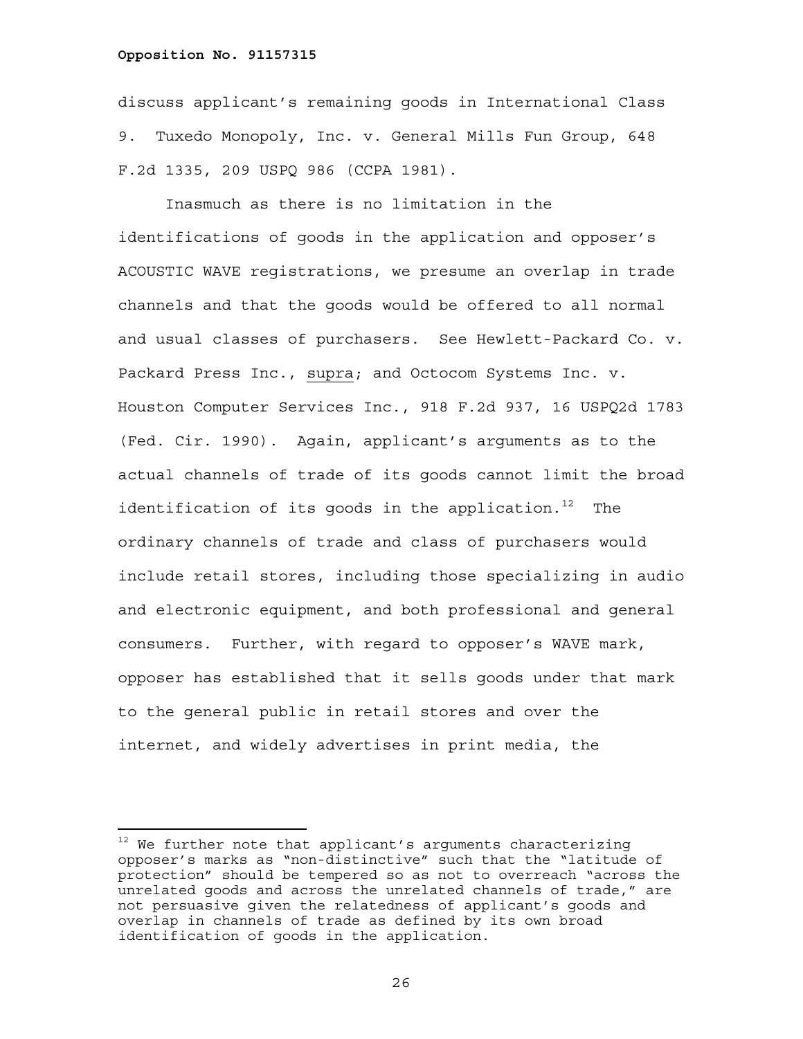discuss applicant's remaining goods in International Class 9. Tuxedo Monopoly, Inc. v. General Mills Fun Group, 648 F.2d 1335, 209 USPQ 986 (CCPA 1981).

Inasmuch as there is no limitation in the identifications of goods in the application and opposer's ACOUSTIC WAVE registrations, we presume an overlap in trade channels and that the goods would be offered to all normal and usual classes of purchasers. See Hewlett-Packard Co. v. Packard Press Inc., supra; and Octocom Systems Inc. v. Houston Computer Services Inc., 918 F.2d 937, 16 USPQ2d 1783 (Fed. Cir. 1990). Again, applicant's arguments as to the actual channels of trade of its goods cannot limit the broad identification of its goods in the application.[12] The ordinary channels of trade and class of purchasers would include retail stores, including those specializing in audio and electronic equipment, and both professional and general consumers. Further, with regard to opposer's WAVE mark, opposer has established that it sells goods under that mark to the general public in retail stores and over the internet, and widely advertises in print media, the

---

[12] We further note that applicant's arguments characterizing opposer's marks as "non-distinctive" such that the "latitude of protection" should be tempered so as not to overreach "across the unrelated goods and across the unrelated channels of trade," are not persuasive given the relatedness of applicant's goods and overlap in channels of trade as defined by its own broad identification of goods in the application.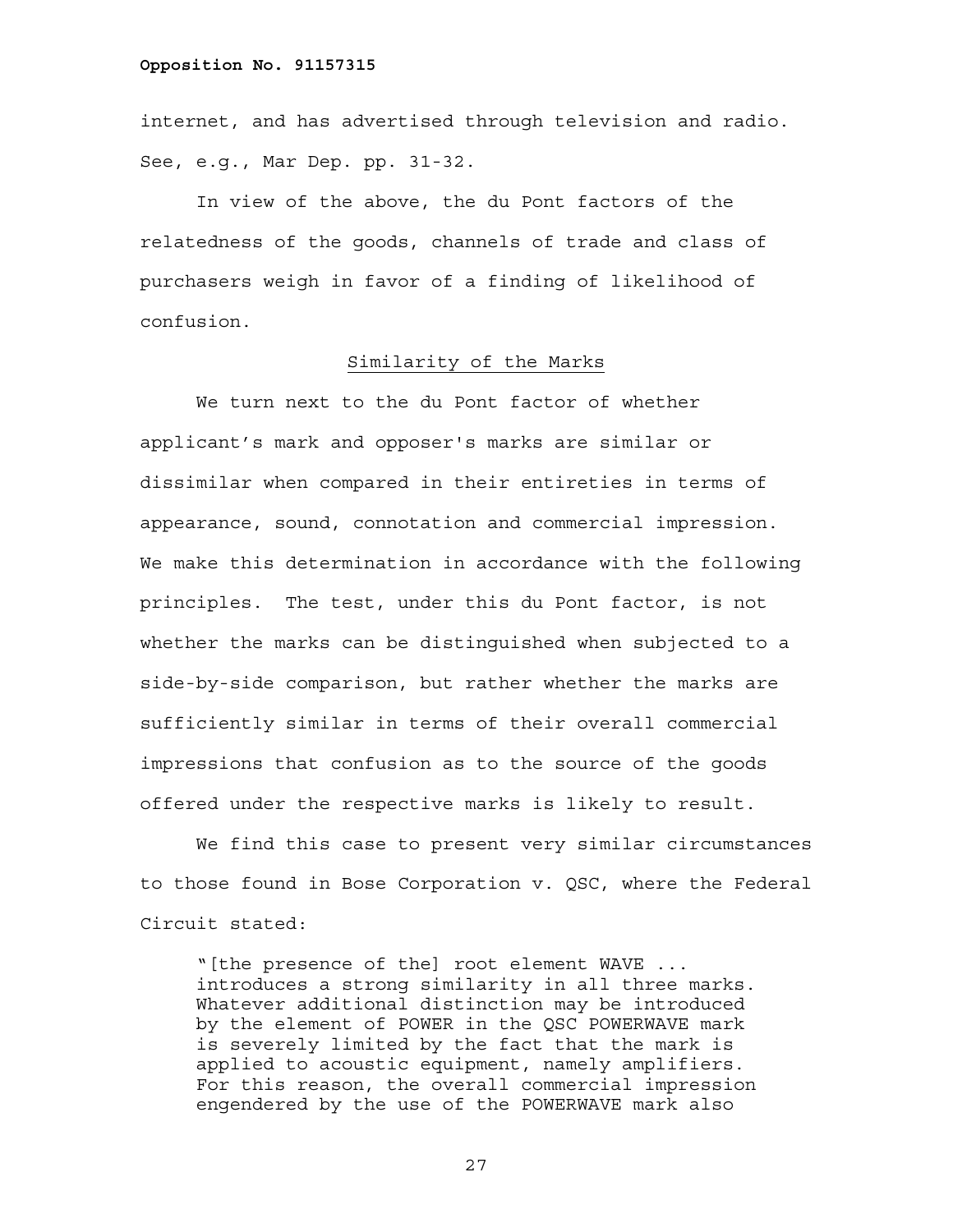internet, and has advertised through television and radio. See, e.g., Mar Dep. pp. 31-32.

In view of the above, the du Pont factors of the relatedness of the goods, channels of trade and class of purchasers weigh in favor of a finding of likelihood of confusion.

## Similarity of the Marks

We turn next to the du Pont factor of whether applicant's mark and opposer's marks are similar or dissimilar when compared in their entireties in terms of appearance, sound, connotation and commercial impression. We make this determination in accordance with the following principles. The test, under this du Pont factor, is not whether the marks can be distinguished when subjected to a side-by-side comparison, but rather whether the marks are sufficiently similar in terms of their overall commercial impressions that confusion as to the source of the goods offered under the respective marks is likely to result.

We find this case to present very similar circumstances to those found in Bose Corporation v. QSC, where the Federal Circuit stated:

> "[the presence of the] root element WAVE ... introduces a strong similarity in all three marks. Whatever additional distinction may be introduced by the element of POWER in the QSC POWERWAVE mark is severely limited by the fact that the mark is applied to acoustic equipment, namely amplifiers. For this reason, the overall commercial impression engendered by the use of the POWERWAVE mark also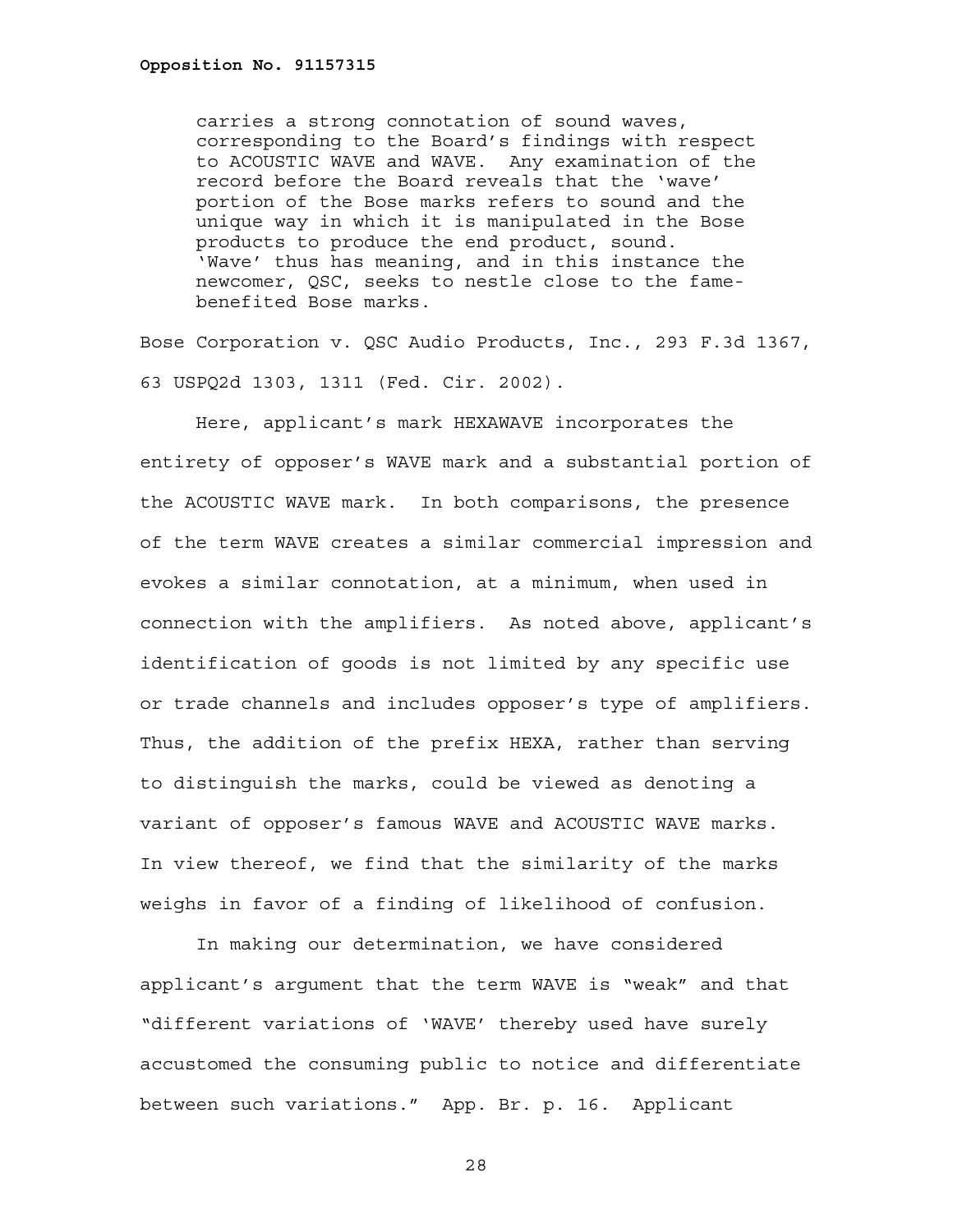> carries a strong connotation of sound waves, corresponding to the Board's findings with respect to ACOUSTIC WAVE and WAVE. Any examination of the record before the Board reveals that the 'wave' portion of the Bose marks refers to sound and the unique way in which it is manipulated in the Bose products to produce the end product, sound. 'Wave' thus has meaning, and in this instance the newcomer, QSC, seeks to nestle close to the fame-benefited Bose marks.

Bose Corporation v. QSC Audio Products, Inc., 293 F.3d 1367, 63 USPQ2d 1303, 1311 (Fed. Cir. 2002).

Here, applicant's mark HEXAWAVE incorporates the entirety of opposer's WAVE mark and a substantial portion of the ACOUSTIC WAVE mark. In both comparisons, the presence of the term WAVE creates a similar commercial impression and evokes a similar connotation, at a minimum, when used in connection with the amplifiers. As noted above, applicant's identification of goods is not limited by any specific use or trade channels and includes opposer's type of amplifiers. Thus, the addition of the prefix HEXA, rather than serving to distinguish the marks, could be viewed as denoting a variant of opposer's famous WAVE and ACOUSTIC WAVE marks. In view thereof, we find that the similarity of the marks weighs in favor of a finding of likelihood of confusion.

In making our determination, we have considered applicant's argument that the term WAVE is "weak" and that "different variations of 'WAVE' thereby used have surely accustomed the consuming public to notice and differentiate between such variations." App. Br. p. 16. Applicant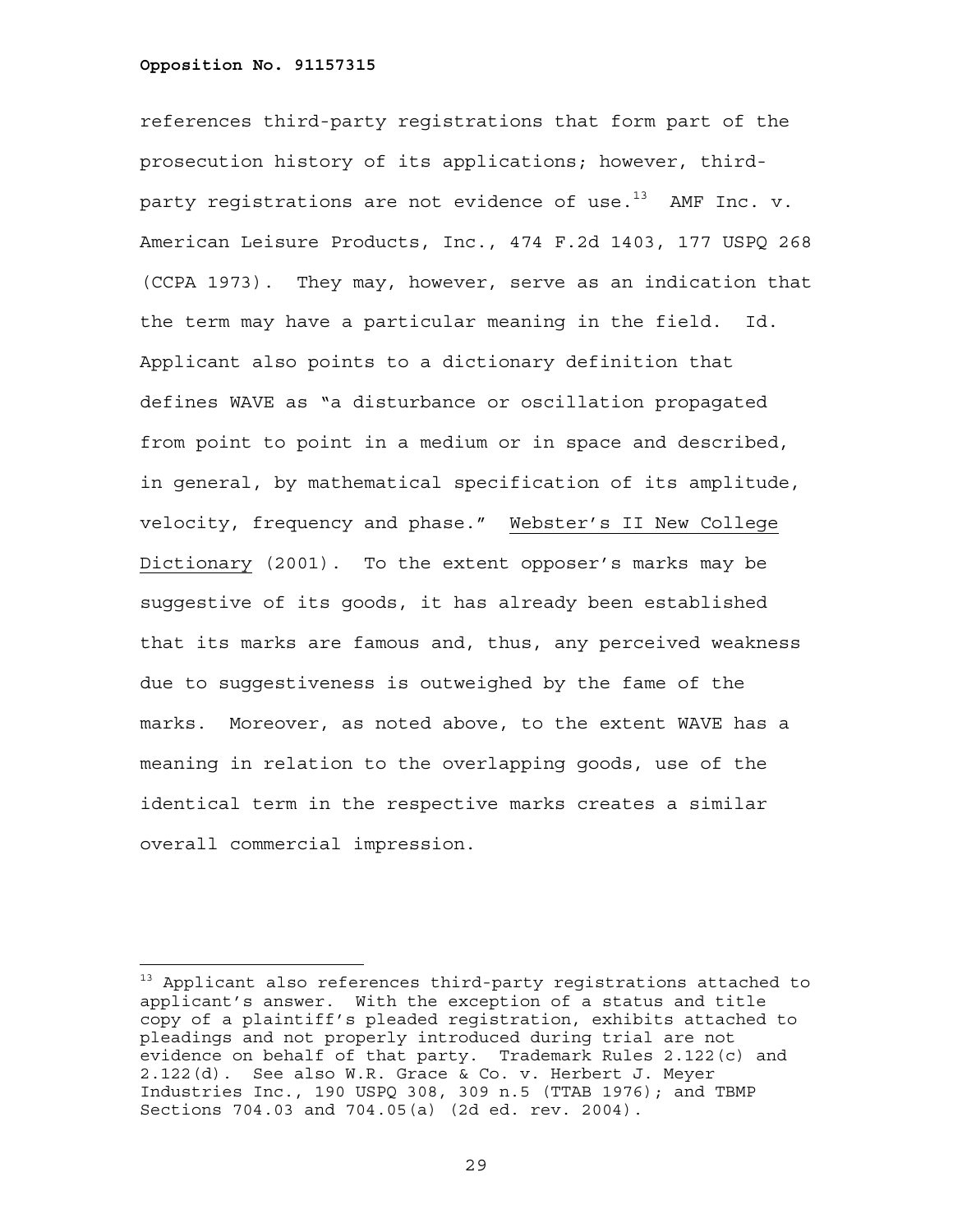references third-party registrations that form part of the prosecution history of its applications; however, third-party registrations are not evidence of use.[13] AMF Inc. v. American Leisure Products, Inc., 474 F.2d 1403, 177 USPQ 268 (CCPA 1973). They may, however, serve as an indication that the term may have a particular meaning in the field. Id. Applicant also points to a dictionary definition that defines WAVE as "a disturbance or oscillation propagated from point to point in a medium or in space and described, in general, by mathematical specification of its amplitude, velocity, frequency and phase." Webster's II New College Dictionary (2001). To the extent opposer's marks may be suggestive of its goods, it has already been established that its marks are famous and, thus, any perceived weakness due to suggestiveness is outweighed by the fame of the marks. Moreover, as noted above, to the extent WAVE has a meaning in relation to the overlapping goods, use of the identical term in the respective marks creates a similar overall commercial impression.

---

[13] Applicant also references third-party registrations attached to applicant's answer. With the exception of a status and title copy of a plaintiff's pleaded registration, exhibits attached to pleadings and not properly introduced during trial are not evidence on behalf of that party. Trademark Rules 2.122(c) and 2.122(d). See also W.R. Grace & Co. v. Herbert J. Meyer Industries Inc., 190 USPQ 308, 309 n.5 (TTAB 1976); and TBMP Sections 704.03 and 704.05(a) (2d ed. rev. 2004).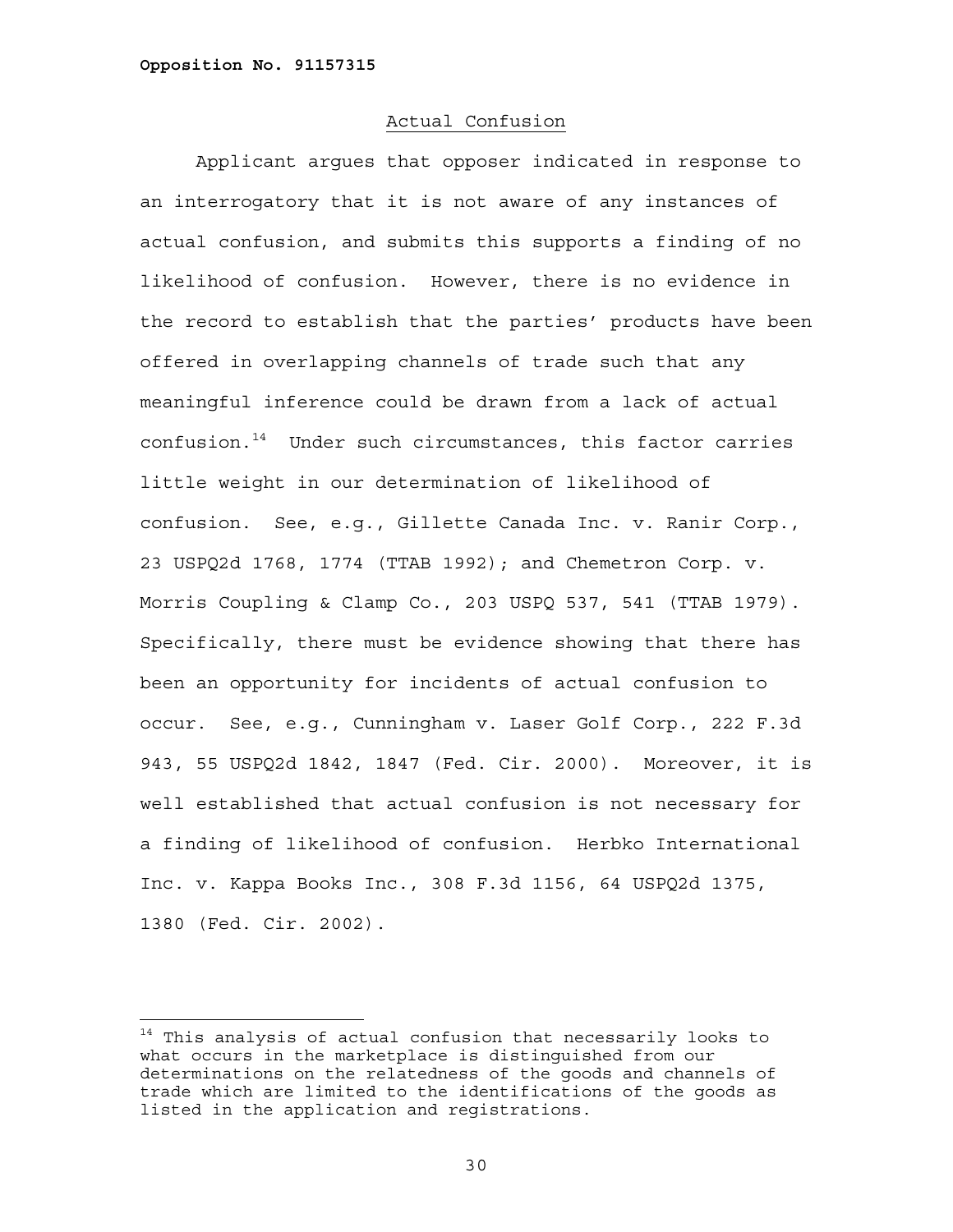## Actual Confusion

Applicant argues that opposer indicated in response to an interrogatory that it is not aware of any instances of actual confusion, and submits this supports a finding of no likelihood of confusion. However, there is no evidence in the record to establish that the parties' products have been offered in overlapping channels of trade such that any meaningful inference could be drawn from a lack of actual confusion.[14] Under such circumstances, this factor carries little weight in our determination of likelihood of confusion. See, e.g., Gillette Canada Inc. v. Ranir Corp., 23 USPQ2d 1768, 1774 (TTAB 1992); and Chemetron Corp. v. Morris Coupling & Clamp Co., 203 USPQ 537, 541 (TTAB 1979). Specifically, there must be evidence showing that there has been an opportunity for incidents of actual confusion to occur. See, e.g., Cunningham v. Laser Golf Corp., 222 F.3d 943, 55 USPQ2d 1842, 1847 (Fed. Cir. 2000). Moreover, it is well established that actual confusion is not necessary for a finding of likelihood of confusion. Herbko International Inc. v. Kappa Books Inc., 308 F.3d 1156, 64 USPQ2d 1375, 1380 (Fed. Cir. 2002).

---

[14] This analysis of actual confusion that necessarily looks to what occurs in the marketplace is distinguished from our determinations on the relatedness of the goods and channels of trade which are limited to the identifications of the goods as listed in the application and registrations.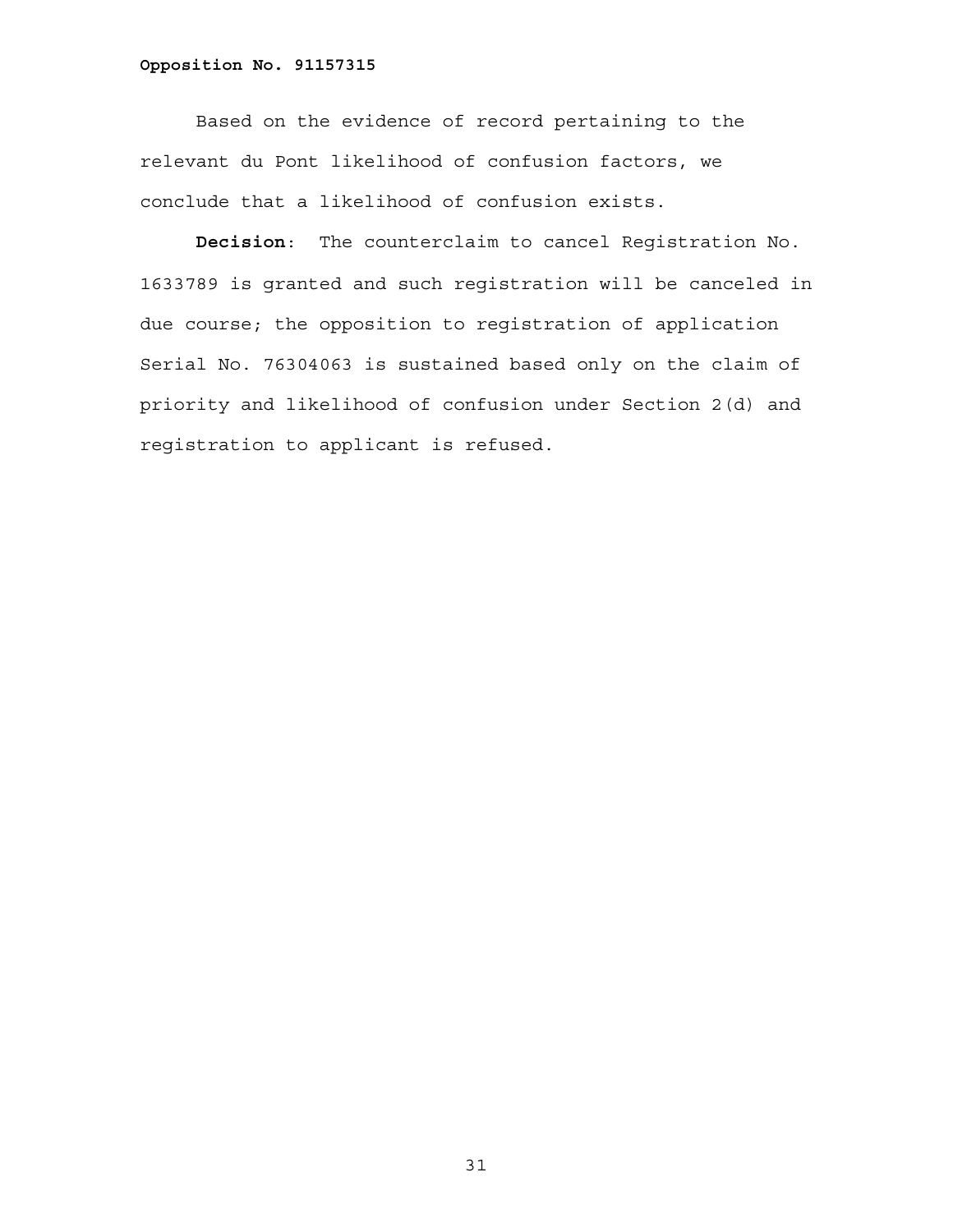Based on the evidence of record pertaining to the relevant du Pont likelihood of confusion factors, we conclude that a likelihood of confusion exists.

**Decision**: The counterclaim to cancel Registration No. 1633789 is granted and such registration will be canceled in due course; the opposition to registration of application Serial No. 76304063 is sustained based only on the claim of priority and likelihood of confusion under Section 2(d) and registration to applicant is refused.